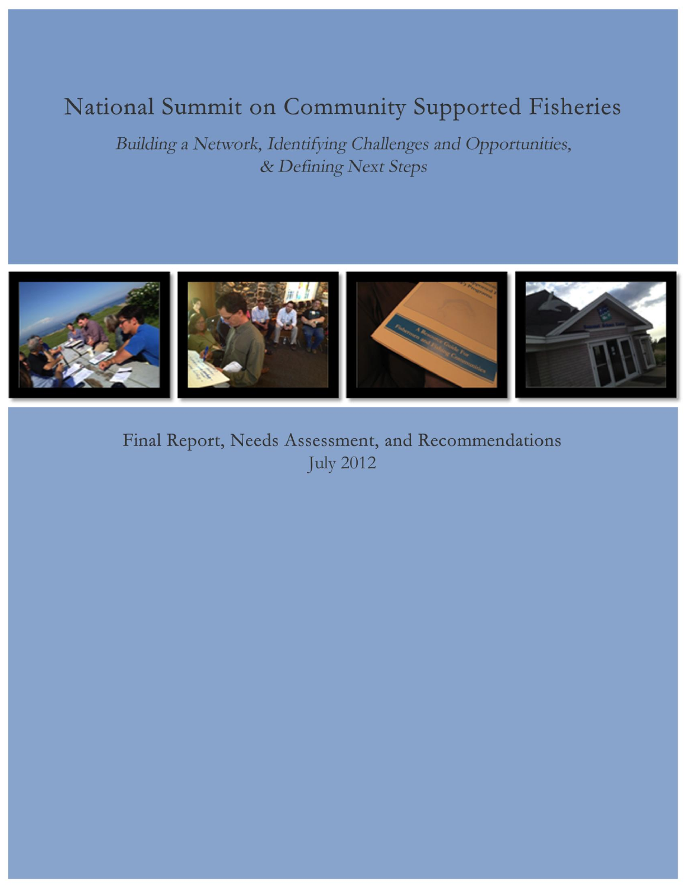# National Summit on Community Supported Fisheries

*Building a Network, Identifying Challenges and Opportunities, & Defining Next Steps*

Final Report, Needs Assessment, and Recommendations
July 2012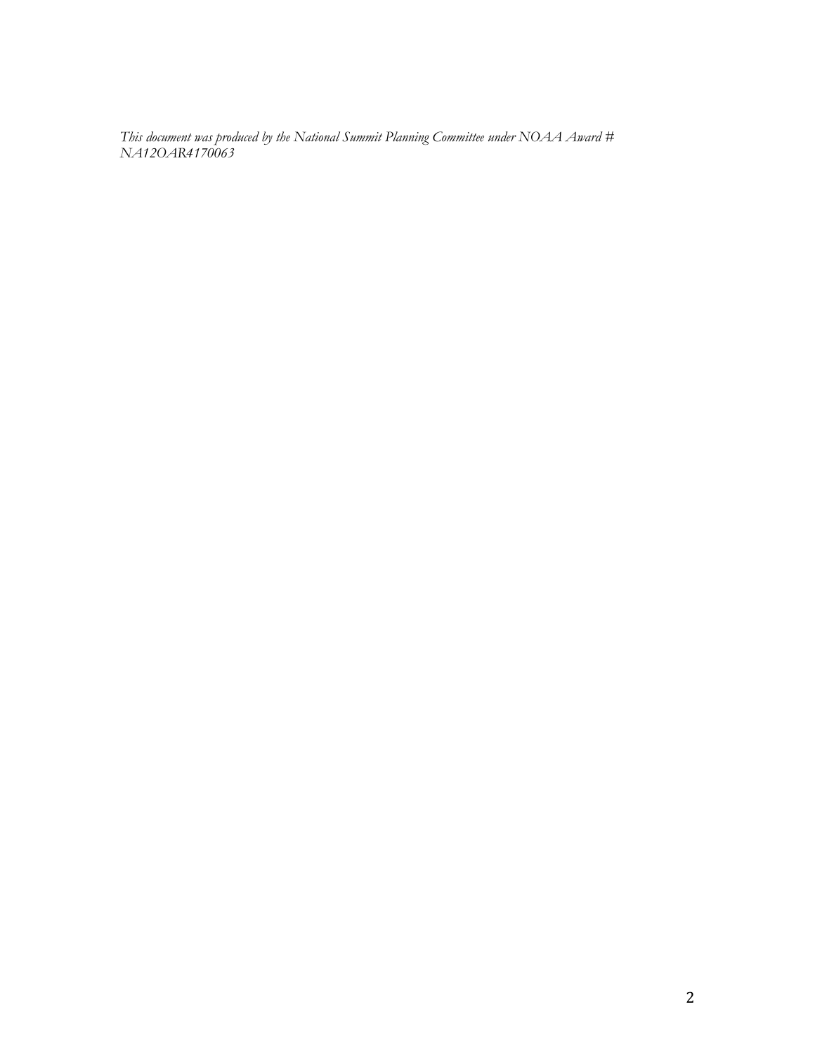*This document was produced by the National Summit Planning Committee under NOAA Award # NA12OAR4170063*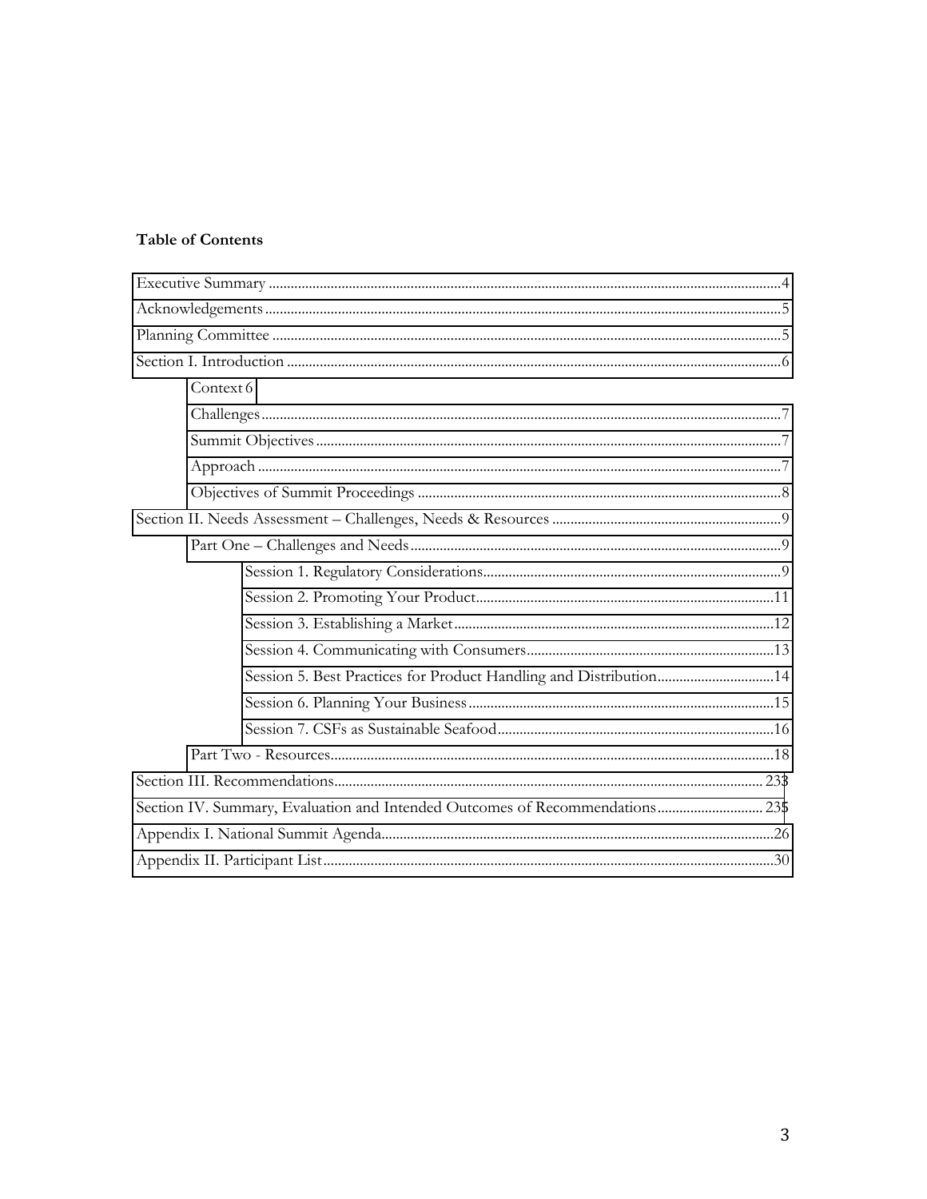**Table of Contents**

Executive Summary ....4

Acknowledgements ....5

Planning Committee ....5

Section I. Introduction ....6

- Context 6
- Challenges ....7
- Summit Objectives ....7
- Approach ....7
- Objectives of Summit Proceedings ....8

Section II. Needs Assessment – Challenges, Needs & Resources ....9

- Part One – Challenges and Needs ....9
  - Session 1. Regulatory Considerations ....9
  - Session 2. Promoting Your Product ....11
  - Session 3. Establishing a Market ....12
  - Session 4. Communicating with Consumers ....13
  - Session 5. Best Practices for Product Handling and Distribution ....14
  - Session 6. Planning Your Business ....15
  - Session 7. CSFs as Sustainable Seafood ....16
- Part Two - Resources ....18

Section III. Recommendations ....233

Section IV. Summary, Evaluation and Intended Outcomes of Recommendations ....235

Appendix I. National Summit Agenda ....26

Appendix II. Participant List ....30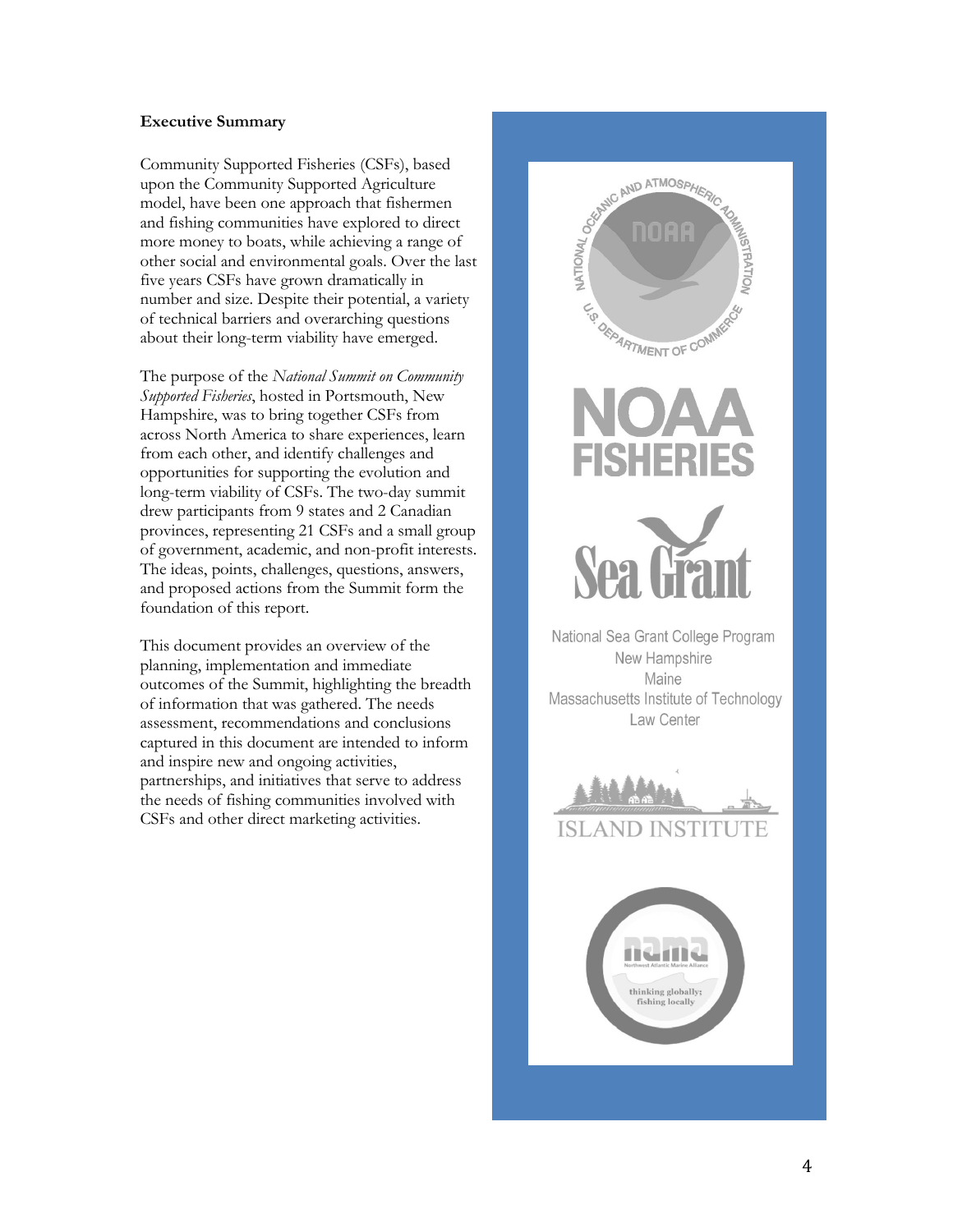**Executive Summary**

Community Supported Fisheries (CSFs), based upon the Community Supported Agriculture model, have been one approach that fishermen and fishing communities have explored to direct more money to boats, while achieving a range of other social and environmental goals. Over the last five years CSFs have grown dramatically in number and size. Despite their potential, a variety of technical barriers and overarching questions about their long-term viability have emerged.

The purpose of the *National Summit on Community Supported Fisheries*, hosted in Portsmouth, New Hampshire, was to bring together CSFs from across North America to share experiences, learn from each other, and identify challenges and opportunities for supporting the evolution and long-term viability of CSFs. The two-day summit drew participants from 9 states and 2 Canadian provinces, representing 21 CSFs and a small group of government, academic, and non-profit interests. The ideas, points, challenges, questions, answers, and proposed actions from the Summit form the foundation of this report.

This document provides an overview of the planning, implementation and immediate outcomes of the Summit, highlighting the breadth of information that was gathered. The needs assessment, recommendations and conclusions captured in this document are intended to inform and inspire new and ongoing activities, partnerships, and initiatives that serve to address the needs of fishing communities involved with CSFs and other direct marketing activities.

National Sea Grant College Program
New Hampshire
Maine
Massachusetts Institute of Technology
Law Center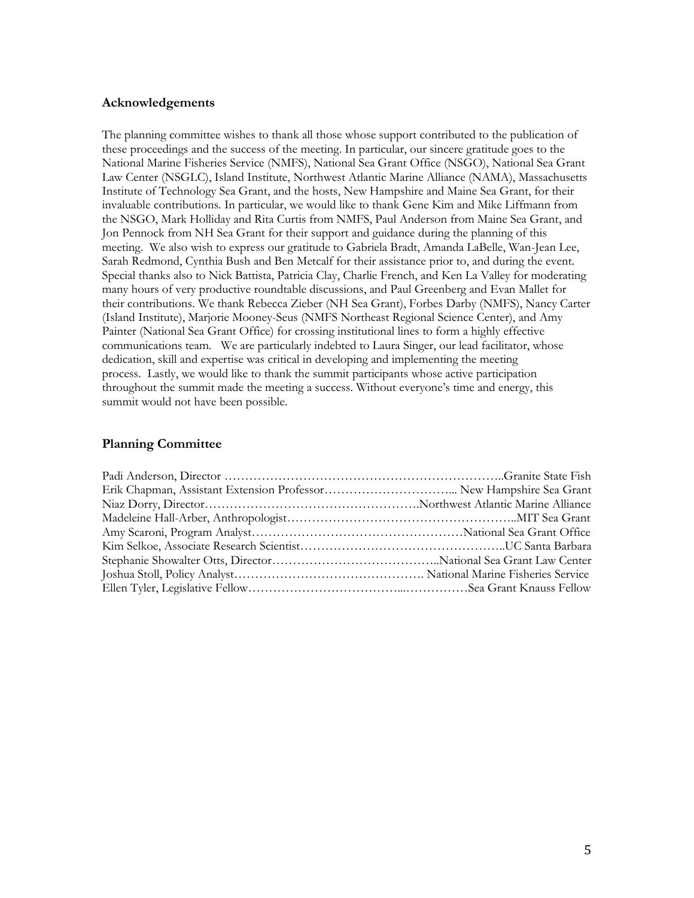## Acknowledgements

The planning committee wishes to thank all those whose support contributed to the publication of these proceedings and the success of the meeting. In particular, our sincere gratitude goes to the National Marine Fisheries Service (NMFS), National Sea Grant Office (NSGO), National Sea Grant Law Center (NSGLC), Island Institute, Northwest Atlantic Marine Alliance (NAMA), Massachusetts Institute of Technology Sea Grant, and the hosts, New Hampshire and Maine Sea Grant, for their invaluable contributions. In particular, we would like to thank Gene Kim and Mike Liffmann from the NSGO, Mark Holliday and Rita Curtis from NMFS, Paul Anderson from Maine Sea Grant, and Jon Pennock from NH Sea Grant for their support and guidance during the planning of this meeting. We also wish to express our gratitude to Gabriela Bradt, Amanda LaBelle, Wan-Jean Lee, Sarah Redmond, Cynthia Bush and Ben Metcalf for their assistance prior to, and during the event. Special thanks also to Nick Battista, Patricia Clay, Charlie French, and Ken La Valley for moderating many hours of very productive roundtable discussions, and Paul Greenberg and Evan Mallet for their contributions. We thank Rebecca Zieber (NH Sea Grant), Forbes Darby (NMFS), Nancy Carter (Island Institute), Marjorie Mooney-Seus (NMFS Northeast Regional Science Center), and Amy Painter (National Sea Grant Office) for crossing institutional lines to form a highly effective communications team. We are particularly indebted to Laura Singer, our lead facilitator, whose dedication, skill and expertise was critical in developing and implementing the meeting process. Lastly, we would like to thank the summit participants whose active participation throughout the summit made the meeting a success. Without everyone's time and energy, this summit would not have been possible.

## Planning Committee

Padi Anderson, Director …………………………………………………………..Granite State Fish
Erik Chapman, Assistant Extension Professor…………………………... New Hampshire Sea Grant
Niaz Dorry, Director…………………………………………….Northwest Atlantic Marine Alliance
Madeleine Hall-Arber, Anthropologist………………………………………………..MIT Sea Grant
Amy Scaroni, Program Analyst……………………………………………National Sea Grant Office
Kim Selkoe, Associate Research Scientist…………………………………………..UC Santa Barbara
Stephanie Showalter Otts, Director…………………………………..National Sea Grant Law Center
Joshua Stoll, Policy Analyst………………………………………. National Marine Fisheries Service
Ellen Tyler, Legislative Fellow……………………………...……………Sea Grant Knauss Fellow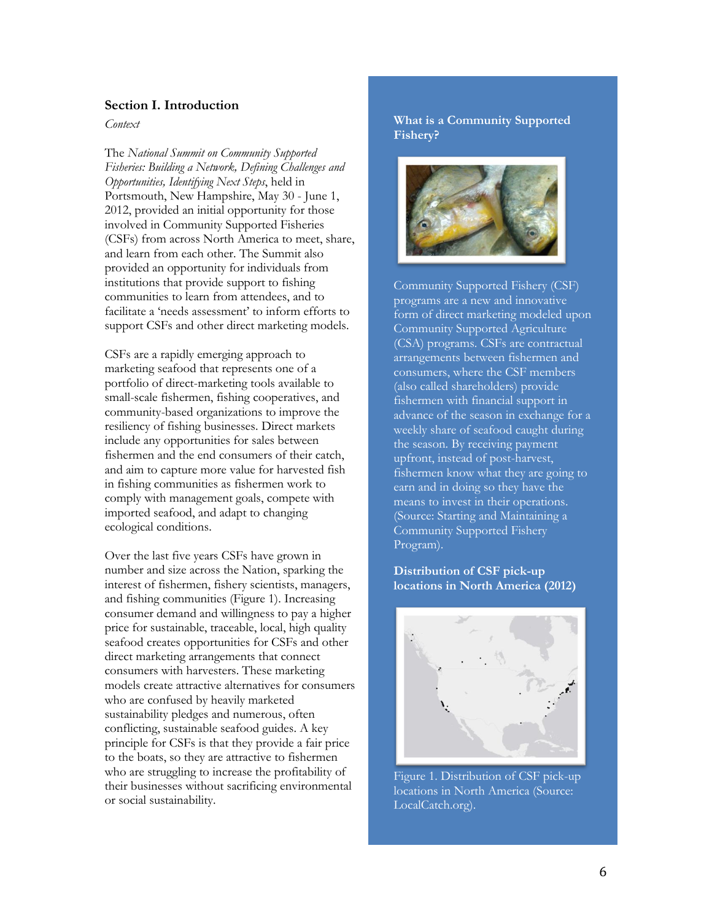## Section I. Introduction

*Context*

The *National Summit on Community Supported Fisheries: Building a Network, Defining Challenges and Opportunities, Identifying Next Steps*, held in Portsmouth, New Hampshire, May 30 - June 1, 2012, provided an initial opportunity for those involved in Community Supported Fisheries (CSFs) from across North America to meet, share, and learn from each other. The Summit also provided an opportunity for individuals from institutions that provide support to fishing communities to learn from attendees, and to facilitate a 'needs assessment' to inform efforts to support CSFs and other direct marketing models.

CSFs are a rapidly emerging approach to marketing seafood that represents one of a portfolio of direct-marketing tools available to small-scale fishermen, fishing cooperatives, and community-based organizations to improve the resiliency of fishing businesses. Direct markets include any opportunities for sales between fishermen and the end consumers of their catch, and aim to capture more value for harvested fish in fishing communities as fishermen work to comply with management goals, compete with imported seafood, and adapt to changing ecological conditions.

Over the last five years CSFs have grown in number and size across the Nation, sparking the interest of fishermen, fishery scientists, managers, and fishing communities (Figure 1). Increasing consumer demand and willingness to pay a higher price for sustainable, traceable, local, high quality seafood creates opportunities for CSFs and other direct marketing arrangements that connect consumers with harvesters. These marketing models create attractive alternatives for consumers who are confused by heavily marketed sustainability pledges and numerous, often conflicting, sustainable seafood guides. A key principle for CSFs is that they provide a fair price to the boats, so they are attractive to fishermen who are struggling to increase the profitability of their businesses without sacrificing environmental or social sustainability.

### What is a Community Supported Fishery?

Community Supported Fishery (CSF) programs are a new and innovative form of direct marketing modeled upon Community Supported Agriculture (CSA) programs. CSFs are contractual arrangements between fishermen and consumers, where the CSF members (also called shareholders) provide fishermen with financial support in advance of the season in exchange for a weekly share of seafood caught during the season. By receiving payment upfront, instead of post-harvest, fishermen know what they are going to earn and in doing so they have the means to invest in their operations. (Source: Starting and Maintaining a Community Supported Fishery Program).

### Distribution of CSF pick-up locations in North America (2012)

Figure 1. Distribution of CSF pick-up locations in North America (Source: LocalCatch.org).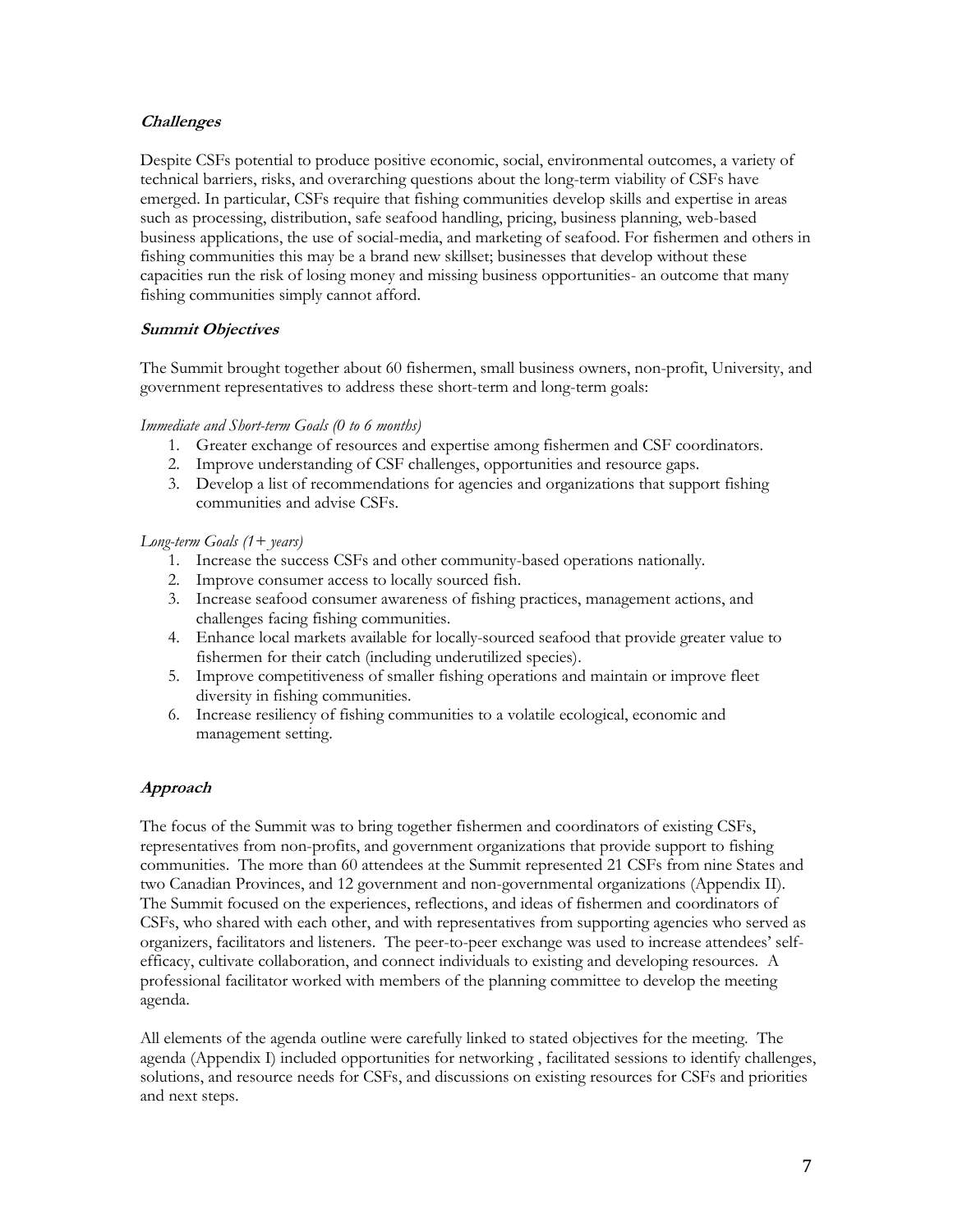### ***Challenges***

Despite CSFs potential to produce positive economic, social, environmental outcomes, a variety of technical barriers, risks, and overarching questions about the long-term viability of CSFs have emerged. In particular, CSFs require that fishing communities develop skills and expertise in areas such as processing, distribution, safe seafood handling, pricing, business planning, web-based business applications, the use of social-media, and marketing of seafood. For fishermen and others in fishing communities this may be a brand new skillset; businesses that develop without these capacities run the risk of losing money and missing business opportunities- an outcome that many fishing communities simply cannot afford.

### ***Summit Objectives***

The Summit brought together about 60 fishermen, small business owners, non-profit, University, and government representatives to address these short-term and long-term goals:

*Immediate and Short-term Goals (0 to 6 months)*

1. Greater exchange of resources and expertise among fishermen and CSF coordinators.
2. Improve understanding of CSF challenges, opportunities and resource gaps.
3. Develop a list of recommendations for agencies and organizations that support fishing communities and advise CSFs.

*Long-term Goals (1+ years)*

1. Increase the success CSFs and other community-based operations nationally.
2. Improve consumer access to locally sourced fish.
3. Increase seafood consumer awareness of fishing practices, management actions, and challenges facing fishing communities.
4. Enhance local markets available for locally-sourced seafood that provide greater value to fishermen for their catch (including underutilized species).
5. Improve competitiveness of smaller fishing operations and maintain or improve fleet diversity in fishing communities.
6. Increase resiliency of fishing communities to a volatile ecological, economic and management setting.

### ***Approach***

The focus of the Summit was to bring together fishermen and coordinators of existing CSFs, representatives from non-profits, and government organizations that provide support to fishing communities. The more than 60 attendees at the Summit represented 21 CSFs from nine States and two Canadian Provinces, and 12 government and non-governmental organizations (Appendix II). The Summit focused on the experiences, reflections, and ideas of fishermen and coordinators of CSFs, who shared with each other, and with representatives from supporting agencies who served as organizers, facilitators and listeners. The peer-to-peer exchange was used to increase attendees' self-efficacy, cultivate collaboration, and connect individuals to existing and developing resources. A professional facilitator worked with members of the planning committee to develop the meeting agenda.

All elements of the agenda outline were carefully linked to stated objectives for the meeting. The agenda (Appendix I) included opportunities for networking , facilitated sessions to identify challenges, solutions, and resource needs for CSFs, and discussions on existing resources for CSFs and priorities and next steps.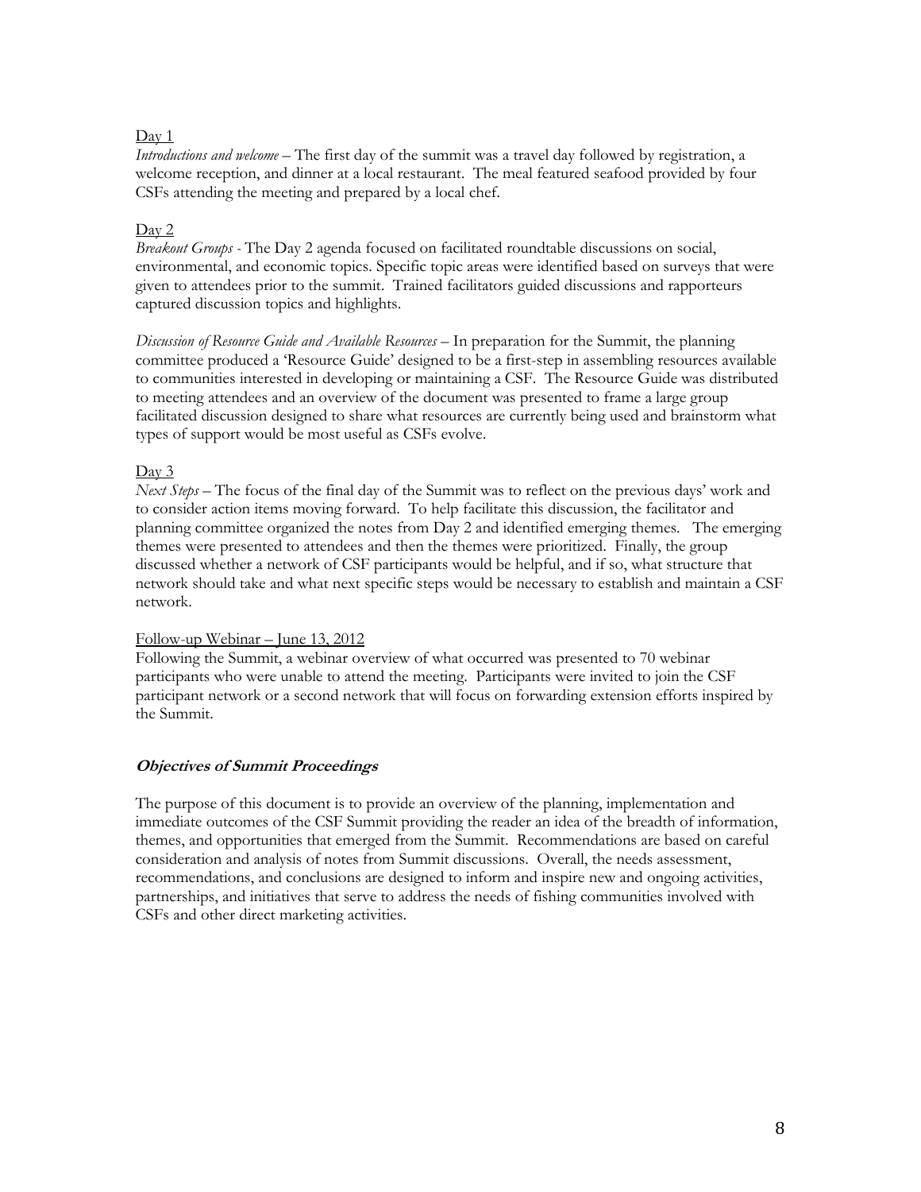Day 1

*Introductions and welcome* – The first day of the summit was a travel day followed by registration, a welcome reception, and dinner at a local restaurant. The meal featured seafood provided by four CSFs attending the meeting and prepared by a local chef.

Day 2

*Breakout Groups* - The Day 2 agenda focused on facilitated roundtable discussions on social, environmental, and economic topics. Specific topic areas were identified based on surveys that were given to attendees prior to the summit. Trained facilitators guided discussions and rapporteurs captured discussion topics and highlights.

*Discussion of Resource Guide and Available Resources* – In preparation for the Summit, the planning committee produced a 'Resource Guide' designed to be a first-step in assembling resources available to communities interested in developing or maintaining a CSF. The Resource Guide was distributed to meeting attendees and an overview of the document was presented to frame a large group facilitated discussion designed to share what resources are currently being used and brainstorm what types of support would be most useful as CSFs evolve.

Day 3

*Next Steps* – The focus of the final day of the Summit was to reflect on the previous days' work and to consider action items moving forward. To help facilitate this discussion, the facilitator and planning committee organized the notes from Day 2 and identified emerging themes. The emerging themes were presented to attendees and then the themes were prioritized. Finally, the group discussed whether a network of CSF participants would be helpful, and if so, what structure that network should take and what next specific steps would be necessary to establish and maintain a CSF network.

Follow-up Webinar – June 13, 2012

Following the Summit, a webinar overview of what occurred was presented to 70 webinar participants who were unable to attend the meeting. Participants were invited to join the CSF participant network or a second network that will focus on forwarding extension efforts inspired by the Summit.

### ***Objectives of Summit Proceedings***

The purpose of this document is to provide an overview of the planning, implementation and immediate outcomes of the CSF Summit providing the reader an idea of the breadth of information, themes, and opportunities that emerged from the Summit. Recommendations are based on careful consideration and analysis of notes from Summit discussions. Overall, the needs assessment, recommendations, and conclusions are designed to inform and inspire new and ongoing activities, partnerships, and initiatives that serve to address the needs of fishing communities involved with CSFs and other direct marketing activities.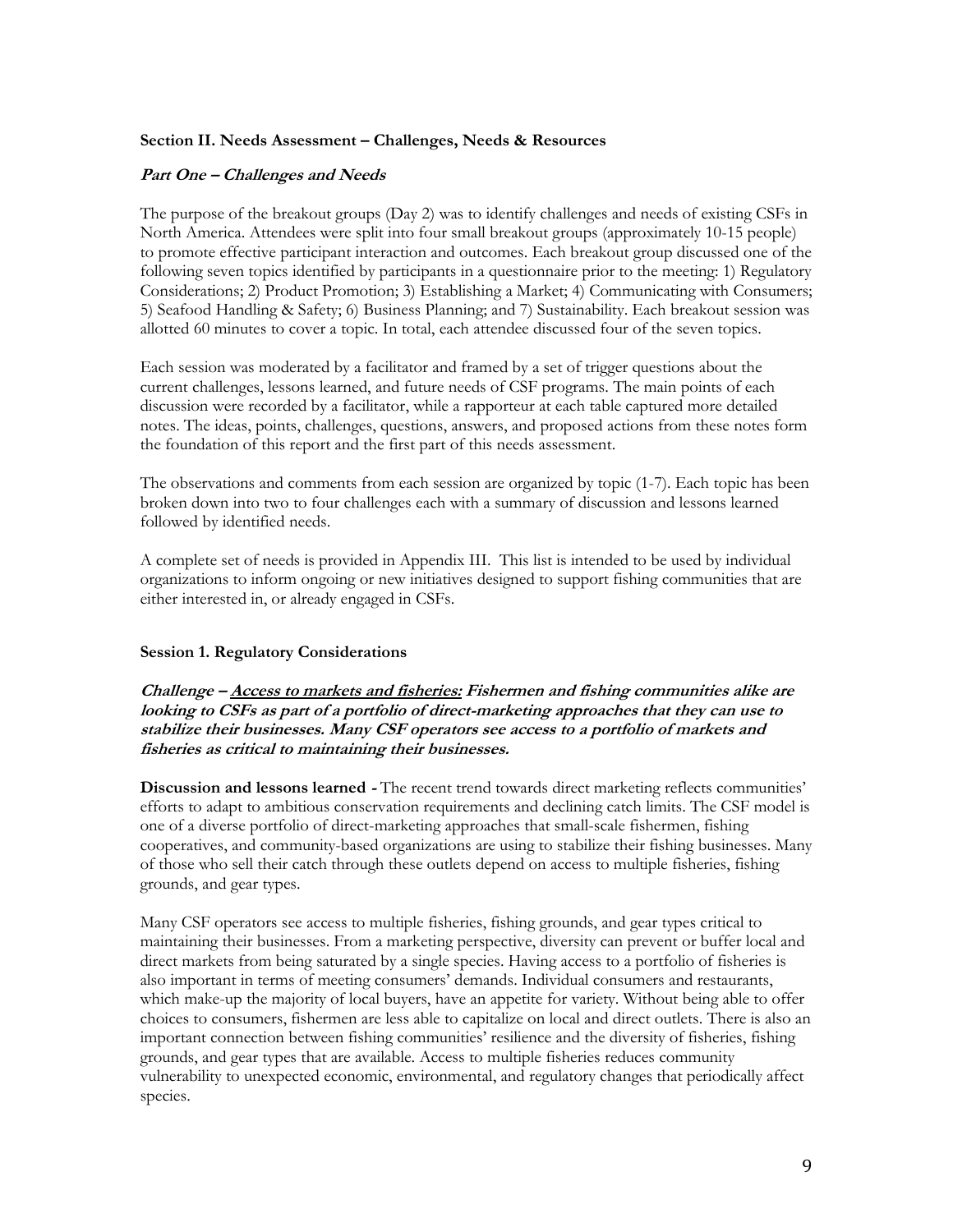## Section II. Needs Assessment – Challenges, Needs & Resources

### *Part One – Challenges and Needs*

The purpose of the breakout groups (Day 2) was to identify challenges and needs of existing CSFs in North America. Attendees were split into four small breakout groups (approximately 10-15 people) to promote effective participant interaction and outcomes. Each breakout group discussed one of the following seven topics identified by participants in a questionnaire prior to the meeting: 1) Regulatory Considerations; 2) Product Promotion; 3) Establishing a Market; 4) Communicating with Consumers; 5) Seafood Handling & Safety; 6) Business Planning; and 7) Sustainability. Each breakout session was allotted 60 minutes to cover a topic. In total, each attendee discussed four of the seven topics.

Each session was moderated by a facilitator and framed by a set of trigger questions about the current challenges, lessons learned, and future needs of CSF programs. The main points of each discussion were recorded by a facilitator, while a rapporteur at each table captured more detailed notes. The ideas, points, challenges, questions, answers, and proposed actions from these notes form the foundation of this report and the first part of this needs assessment.

The observations and comments from each session are organized by topic (1-7). Each topic has been broken down into two to four challenges each with a summary of discussion and lessons learned followed by identified needs.

A complete set of needs is provided in Appendix III. This list is intended to be used by individual organizations to inform ongoing or new initiatives designed to support fishing communities that are either interested in, or already engaged in CSFs.

### Session 1. Regulatory Considerations

***Challenge – <u>Access to markets and fisheries:</u> Fishermen and fishing communities alike are looking to CSFs as part of a portfolio of direct-marketing approaches that they can use to stabilize their businesses. Many CSF operators see access to a portfolio of markets and fisheries as critical to maintaining their businesses.***

**Discussion and lessons learned -** The recent trend towards direct marketing reflects communities' efforts to adapt to ambitious conservation requirements and declining catch limits. The CSF model is one of a diverse portfolio of direct-marketing approaches that small-scale fishermen, fishing cooperatives, and community-based organizations are using to stabilize their fishing businesses. Many of those who sell their catch through these outlets depend on access to multiple fisheries, fishing grounds, and gear types.

Many CSF operators see access to multiple fisheries, fishing grounds, and gear types critical to maintaining their businesses. From a marketing perspective, diversity can prevent or buffer local and direct markets from being saturated by a single species. Having access to a portfolio of fisheries is also important in terms of meeting consumers' demands. Individual consumers and restaurants, which make-up the majority of local buyers, have an appetite for variety. Without being able to offer choices to consumers, fishermen are less able to capitalize on local and direct outlets. There is also an important connection between fishing communities' resilience and the diversity of fisheries, fishing grounds, and gear types that are available. Access to multiple fisheries reduces community vulnerability to unexpected economic, environmental, and regulatory changes that periodically affect species.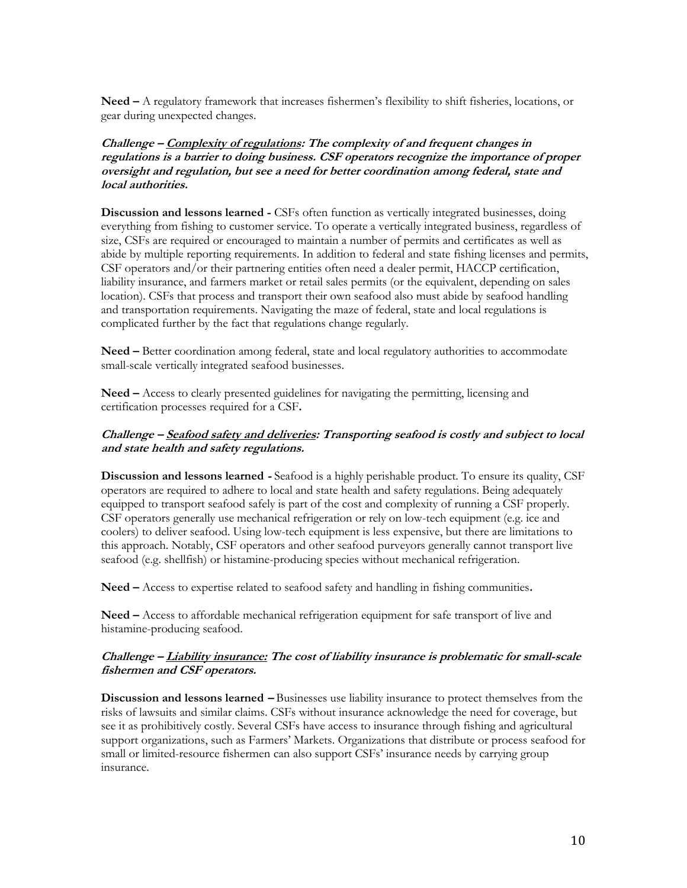**Need –** A regulatory framework that increases fishermen's flexibility to shift fisheries, locations, or gear during unexpected changes.

***Challenge – <u>Complexity of regulations</u>: The complexity of and frequent changes in regulations is a barrier to doing business. CSF operators recognize the importance of proper oversight and regulation, but see a need for better coordination among federal, state and local authorities.***

**Discussion and lessons learned -** CSFs often function as vertically integrated businesses, doing everything from fishing to customer service. To operate a vertically integrated business, regardless of size, CSFs are required or encouraged to maintain a number of permits and certificates as well as abide by multiple reporting requirements. In addition to federal and state fishing licenses and permits, CSF operators and/or their partnering entities often need a dealer permit, HACCP certification, liability insurance, and farmers market or retail sales permits (or the equivalent, depending on sales location). CSFs that process and transport their own seafood also must abide by seafood handling and transportation requirements. Navigating the maze of federal, state and local regulations is complicated further by the fact that regulations change regularly.

**Need –** Better coordination among federal, state and local regulatory authorities to accommodate small-scale vertically integrated seafood businesses.

**Need –** Access to clearly presented guidelines for navigating the permitting, licensing and certification processes required for a CSF**.**

***Challenge – <u>Seafood safety and deliveries</u>: Transporting seafood is costly and subject to local and state health and safety regulations.***

**Discussion and lessons learned -** Seafood is a highly perishable product. To ensure its quality, CSF operators are required to adhere to local and state health and safety regulations. Being adequately equipped to transport seafood safely is part of the cost and complexity of running a CSF properly. CSF operators generally use mechanical refrigeration or rely on low-tech equipment (e.g. ice and coolers) to deliver seafood. Using low-tech equipment is less expensive, but there are limitations to this approach. Notably, CSF operators and other seafood purveyors generally cannot transport live seafood (e.g. shellfish) or histamine-producing species without mechanical refrigeration.

**Need –** Access to expertise related to seafood safety and handling in fishing communities**.**

**Need –** Access to affordable mechanical refrigeration equipment for safe transport of live and histamine-producing seafood.

***Challenge – <u>Liability insurance:</u> The cost of liability insurance is problematic for small-scale fishermen and CSF operators.***

**Discussion and lessons learned –** Businesses use liability insurance to protect themselves from the risks of lawsuits and similar claims. CSFs without insurance acknowledge the need for coverage, but see it as prohibitively costly. Several CSFs have access to insurance through fishing and agricultural support organizations, such as Farmers' Markets. Organizations that distribute or process seafood for small or limited-resource fishermen can also support CSFs' insurance needs by carrying group insurance.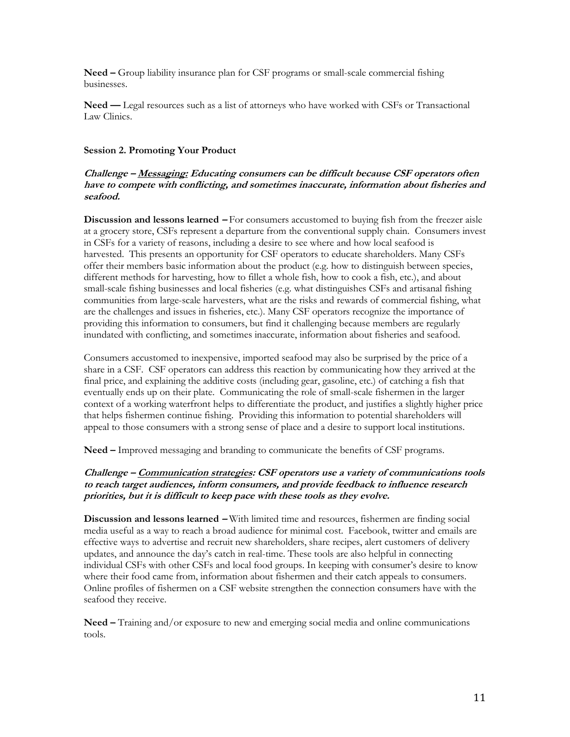**Need –** Group liability insurance plan for CSF programs or small-scale commercial fishing businesses.

**Need —** Legal resources such as a list of attorneys who have worked with CSFs or Transactional Law Clinics.

### Session 2. Promoting Your Product

***Challenge – <u>Messaging:</u> Educating consumers can be difficult because CSF operators often have to compete with conflicting, and sometimes inaccurate, information about fisheries and seafood.***

**Discussion and lessons learned –** For consumers accustomed to buying fish from the freezer aisle at a grocery store, CSFs represent a departure from the conventional supply chain. Consumers invest in CSFs for a variety of reasons, including a desire to see where and how local seafood is harvested. This presents an opportunity for CSF operators to educate shareholders. Many CSFs offer their members basic information about the product (e.g. how to distinguish between species, different methods for harvesting, how to fillet a whole fish, how to cook a fish, etc.), and about small-scale fishing businesses and local fisheries (e.g. what distinguishes CSFs and artisanal fishing communities from large-scale harvesters, what are the risks and rewards of commercial fishing, what are the challenges and issues in fisheries, etc.). Many CSF operators recognize the importance of providing this information to consumers, but find it challenging because members are regularly inundated with conflicting, and sometimes inaccurate, information about fisheries and seafood.

Consumers accustomed to inexpensive, imported seafood may also be surprised by the price of a share in a CSF. CSF operators can address this reaction by communicating how they arrived at the final price, and explaining the additive costs (including gear, gasoline, etc.) of catching a fish that eventually ends up on their plate. Communicating the role of small-scale fishermen in the larger context of a working waterfront helps to differentiate the product, and justifies a slightly higher price that helps fishermen continue fishing. Providing this information to potential shareholders will appeal to those consumers with a strong sense of place and a desire to support local institutions.

**Need –** Improved messaging and branding to communicate the benefits of CSF programs.

***Challenge – <u>Communication strategies</u>: CSF operators use a variety of communications tools to reach target audiences, inform consumers, and provide feedback to influence research priorities, but it is difficult to keep pace with these tools as they evolve.***

**Discussion and lessons learned –** With limited time and resources, fishermen are finding social media useful as a way to reach a broad audience for minimal cost. Facebook, twitter and emails are effective ways to advertise and recruit new shareholders, share recipes, alert customers of delivery updates, and announce the day's catch in real-time. These tools are also helpful in connecting individual CSFs with other CSFs and local food groups. In keeping with consumer's desire to know where their food came from, information about fishermen and their catch appeals to consumers. Online profiles of fishermen on a CSF website strengthen the connection consumers have with the seafood they receive.

**Need –** Training and/or exposure to new and emerging social media and online communications tools.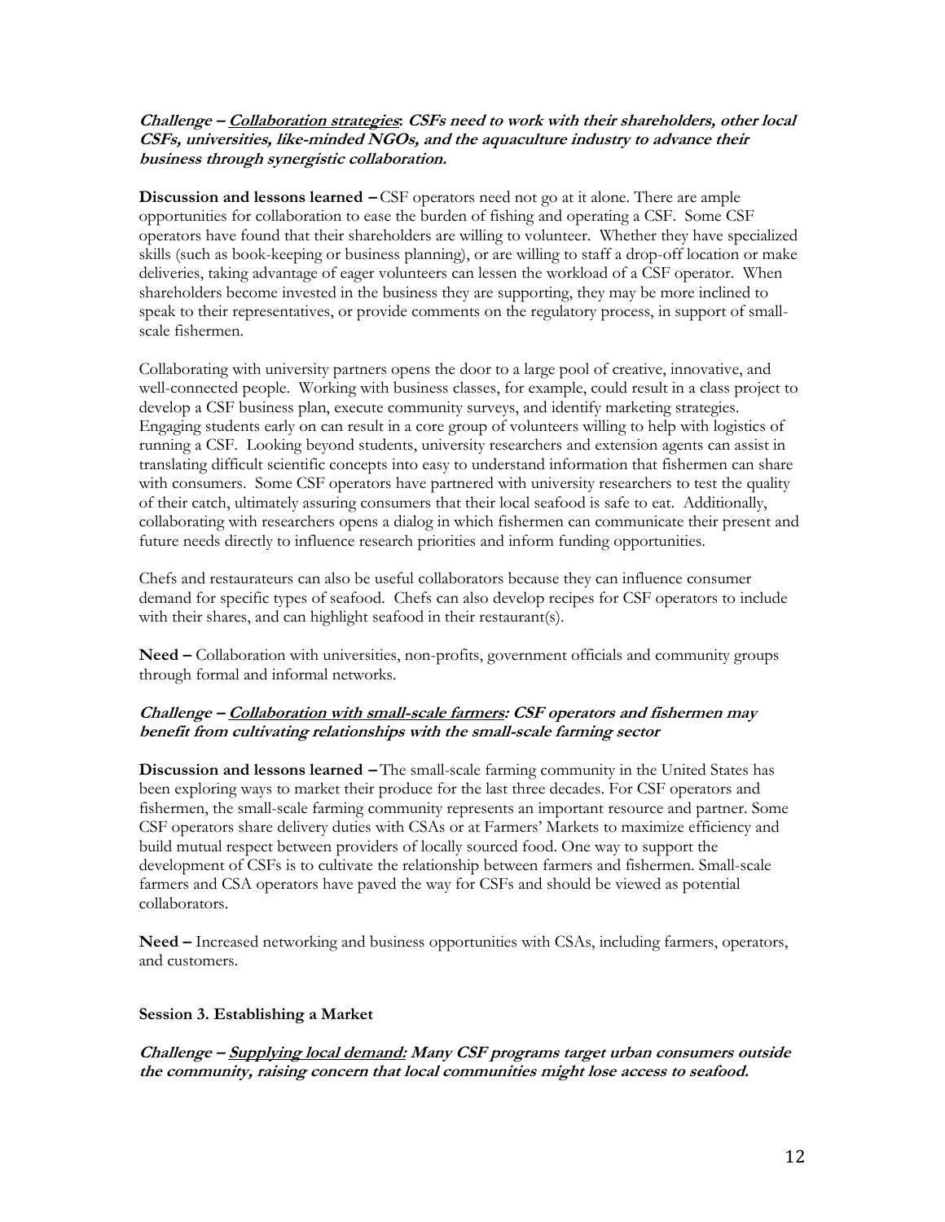***Challenge – <u>Collaboration strategies</u>: CSFs need to work with their shareholders, other local CSFs, universities, like-minded NGOs, and the aquaculture industry to advance their business through synergistic collaboration.***

**Discussion and lessons learned –** CSF operators need not go at it alone. There are ample opportunities for collaboration to ease the burden of fishing and operating a CSF. Some CSF operators have found that their shareholders are willing to volunteer. Whether they have specialized skills (such as book-keeping or business planning), or are willing to staff a drop-off location or make deliveries, taking advantage of eager volunteers can lessen the workload of a CSF operator. When shareholders become invested in the business they are supporting, they may be more inclined to speak to their representatives, or provide comments on the regulatory process, in support of small-scale fishermen.

Collaborating with university partners opens the door to a large pool of creative, innovative, and well-connected people. Working with business classes, for example, could result in a class project to develop a CSF business plan, execute community surveys, and identify marketing strategies. Engaging students early on can result in a core group of volunteers willing to help with logistics of running a CSF. Looking beyond students, university researchers and extension agents can assist in translating difficult scientific concepts into easy to understand information that fishermen can share with consumers. Some CSF operators have partnered with university researchers to test the quality of their catch, ultimately assuring consumers that their local seafood is safe to eat. Additionally, collaborating with researchers opens a dialog in which fishermen can communicate their present and future needs directly to influence research priorities and inform funding opportunities.

Chefs and restaurateurs can also be useful collaborators because they can influence consumer demand for specific types of seafood. Chefs can also develop recipes for CSF operators to include with their shares, and can highlight seafood in their restaurant(s).

**Need –** Collaboration with universities, non-profits, government officials and community groups through formal and informal networks.

***Challenge – <u>Collaboration with small-scale farmers</u>: CSF operators and fishermen may benefit from cultivating relationships with the small-scale farming sector***

**Discussion and lessons learned –** The small-scale farming community in the United States has been exploring ways to market their produce for the last three decades. For CSF operators and fishermen, the small-scale farming community represents an important resource and partner. Some CSF operators share delivery duties with CSAs or at Farmers' Markets to maximize efficiency and build mutual respect between providers of locally sourced food. One way to support the development of CSFs is to cultivate the relationship between farmers and fishermen. Small-scale farmers and CSA operators have paved the way for CSFs and should be viewed as potential collaborators.

**Need –** Increased networking and business opportunities with CSAs, including farmers, operators, and customers.

### Session 3. Establishing a Market

***Challenge – <u>Supplying local demand:</u> Many CSF programs target urban consumers outside the community, raising concern that local communities might lose access to seafood.***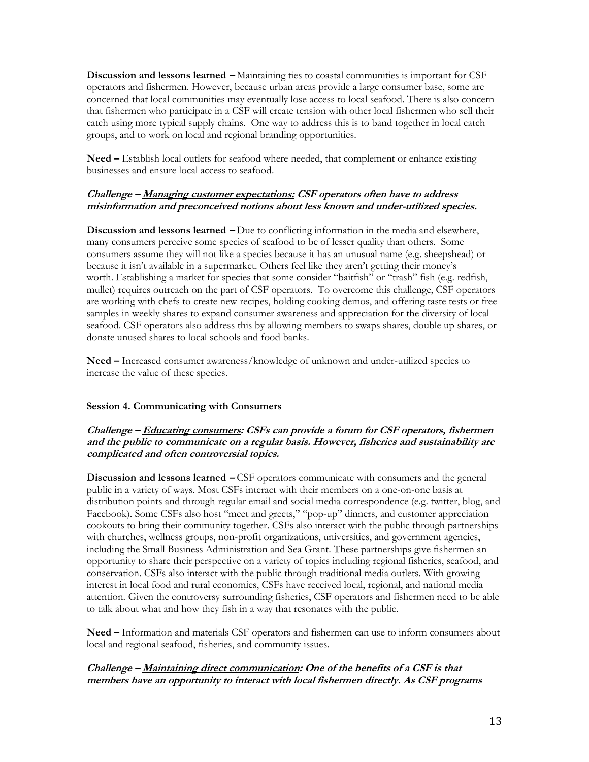**Discussion and lessons learned –** Maintaining ties to coastal communities is important for CSF operators and fishermen. However, because urban areas provide a large consumer base, some are concerned that local communities may eventually lose access to local seafood. There is also concern that fishermen who participate in a CSF will create tension with other local fishermen who sell their catch using more typical supply chains. One way to address this is to band together in local catch groups, and to work on local and regional branding opportunities.

**Need –** Establish local outlets for seafood where needed, that complement or enhance existing businesses and ensure local access to seafood.

***Challenge – Managing customer expectations: CSF operators often have to address misinformation and preconceived notions about less known and under-utilized species.***

**Discussion and lessons learned –** Due to conflicting information in the media and elsewhere, many consumers perceive some species of seafood to be of lesser quality than others. Some consumers assume they will not like a species because it has an unusual name (e.g. sheepshead) or because it isn't available in a supermarket. Others feel like they aren't getting their money's worth. Establishing a market for species that some consider "baitfish" or "trash" fish (e.g. redfish, mullet) requires outreach on the part of CSF operators. To overcome this challenge, CSF operators are working with chefs to create new recipes, holding cooking demos, and offering taste tests or free samples in weekly shares to expand consumer awareness and appreciation for the diversity of local seafood. CSF operators also address this by allowing members to swaps shares, double up shares, or donate unused shares to local schools and food banks.

**Need –** Increased consumer awareness/knowledge of unknown and under-utilized species to increase the value of these species.

**Session 4. Communicating with Consumers**

***Challenge – Educating consumers: CSFs can provide a forum for CSF operators, fishermen and the public to communicate on a regular basis. However, fisheries and sustainability are complicated and often controversial topics.***

**Discussion and lessons learned –** CSF operators communicate with consumers and the general public in a variety of ways. Most CSFs interact with their members on a one-on-one basis at distribution points and through regular email and social media correspondence (e.g. twitter, blog, and Facebook). Some CSFs also host "meet and greets," "pop-up" dinners, and customer appreciation cookouts to bring their community together. CSFs also interact with the public through partnerships with churches, wellness groups, non-profit organizations, universities, and government agencies, including the Small Business Administration and Sea Grant. These partnerships give fishermen an opportunity to share their perspective on a variety of topics including regional fisheries, seafood, and conservation. CSFs also interact with the public through traditional media outlets. With growing interest in local food and rural economies, CSFs have received local, regional, and national media attention. Given the controversy surrounding fisheries, CSF operators and fishermen need to be able to talk about what and how they fish in a way that resonates with the public.

**Need –** Information and materials CSF operators and fishermen can use to inform consumers about local and regional seafood, fisheries, and community issues.

***Challenge – Maintaining direct communication: One of the benefits of a CSF is that members have an opportunity to interact with local fishermen directly. As CSF programs***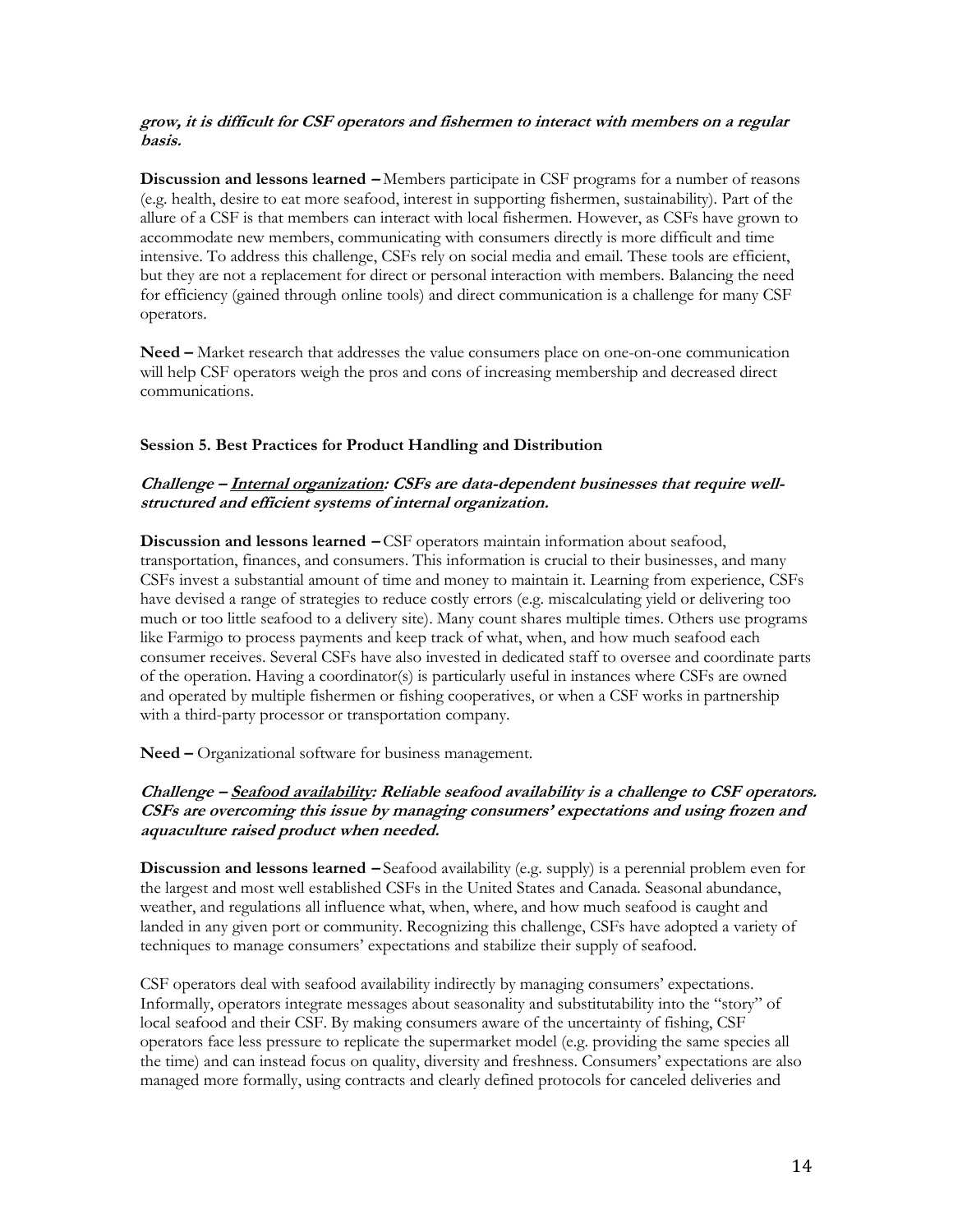***grow, it is difficult for CSF operators and fishermen to interact with members on a regular basis.***

**Discussion and lessons learned –** Members participate in CSF programs for a number of reasons (e.g. health, desire to eat more seafood, interest in supporting fishermen, sustainability). Part of the allure of a CSF is that members can interact with local fishermen. However, as CSFs have grown to accommodate new members, communicating with consumers directly is more difficult and time intensive. To address this challenge, CSFs rely on social media and email. These tools are efficient, but they are not a replacement for direct or personal interaction with members. Balancing the need for efficiency (gained through online tools) and direct communication is a challenge for many CSF operators.

**Need –** Market research that addresses the value consumers place on one-on-one communication will help CSF operators weigh the pros and cons of increasing membership and decreased direct communications.

**Session 5. Best Practices for Product Handling and Distribution**

***Challenge – <u>Internal organization</u>: CSFs are data-dependent businesses that require well-structured and efficient systems of internal organization.***

**Discussion and lessons learned –** CSF operators maintain information about seafood, transportation, finances, and consumers. This information is crucial to their businesses, and many CSFs invest a substantial amount of time and money to maintain it. Learning from experience, CSFs have devised a range of strategies to reduce costly errors (e.g. miscalculating yield or delivering too much or too little seafood to a delivery site). Many count shares multiple times. Others use programs like Farmigo to process payments and keep track of what, when, and how much seafood each consumer receives. Several CSFs have also invested in dedicated staff to oversee and coordinate parts of the operation. Having a coordinator(s) is particularly useful in instances where CSFs are owned and operated by multiple fishermen or fishing cooperatives, or when a CSF works in partnership with a third-party processor or transportation company.

**Need –** Organizational software for business management.

***Challenge – <u>Seafood availability</u>: Reliable seafood availability is a challenge to CSF operators. CSFs are overcoming this issue by managing consumers' expectations and using frozen and aquaculture raised product when needed.***

**Discussion and lessons learned –** Seafood availability (e.g. supply) is a perennial problem even for the largest and most well established CSFs in the United States and Canada. Seasonal abundance, weather, and regulations all influence what, when, where, and how much seafood is caught and landed in any given port or community. Recognizing this challenge, CSFs have adopted a variety of techniques to manage consumers' expectations and stabilize their supply of seafood.

CSF operators deal with seafood availability indirectly by managing consumers' expectations. Informally, operators integrate messages about seasonality and substitutability into the "story" of local seafood and their CSF. By making consumers aware of the uncertainty of fishing, CSF operators face less pressure to replicate the supermarket model (e.g. providing the same species all the time) and can instead focus on quality, diversity and freshness. Consumers' expectations are also managed more formally, using contracts and clearly defined protocols for canceled deliveries and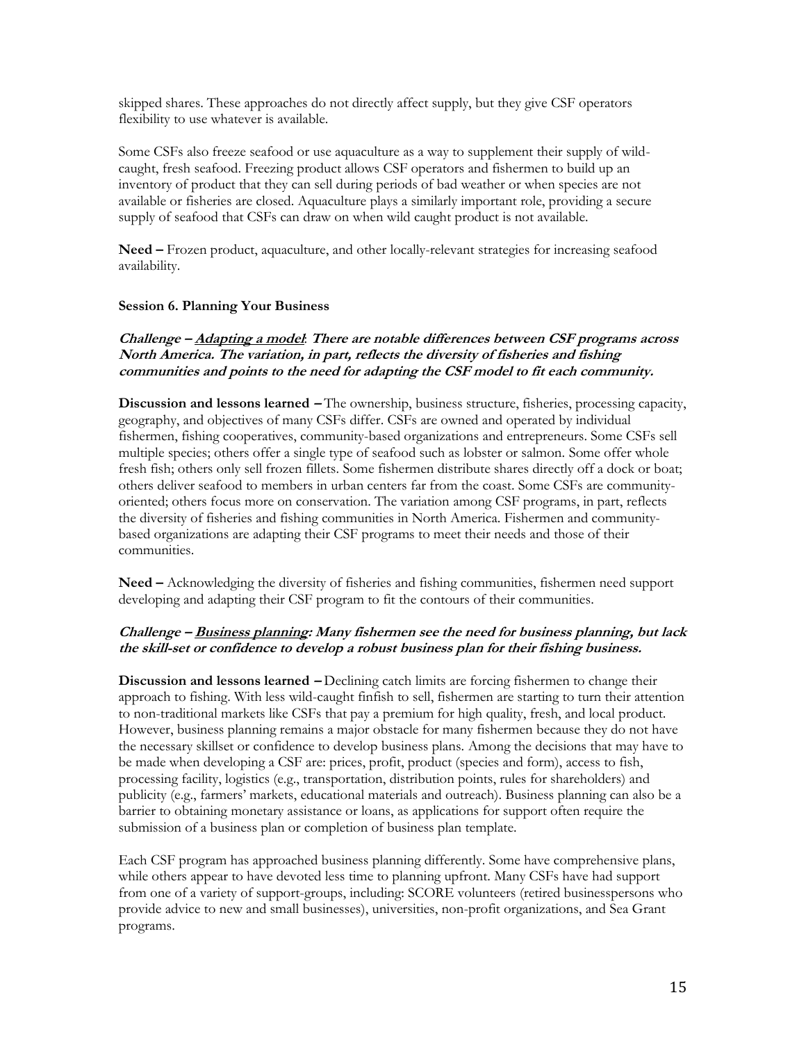skipped shares. These approaches do not directly affect supply, but they give CSF operators flexibility to use whatever is available.

Some CSFs also freeze seafood or use aquaculture as a way to supplement their supply of wild-caught, fresh seafood. Freezing product allows CSF operators and fishermen to build up an inventory of product that they can sell during periods of bad weather or when species are not available or fisheries are closed. Aquaculture plays a similarly important role, providing a secure supply of seafood that CSFs can draw on when wild caught product is not available.

**Need –** Frozen product, aquaculture, and other locally-relevant strategies for increasing seafood availability.

**Session 6. Planning Your Business**

***Challenge – <u>Adapting a model</u>: There are notable differences between CSF programs across North America. The variation, in part, reflects the diversity of fisheries and fishing communities and points to the need for adapting the CSF model to fit each community.***

**Discussion and lessons learned –** The ownership, business structure, fisheries, processing capacity, geography, and objectives of many CSFs differ. CSFs are owned and operated by individual fishermen, fishing cooperatives, community-based organizations and entrepreneurs. Some CSFs sell multiple species; others offer a single type of seafood such as lobster or salmon. Some offer whole fresh fish; others only sell frozen fillets. Some fishermen distribute shares directly off a dock or boat; others deliver seafood to members in urban centers far from the coast. Some CSFs are community-oriented; others focus more on conservation. The variation among CSF programs, in part, reflects the diversity of fisheries and fishing communities in North America. Fishermen and community-based organizations are adapting their CSF programs to meet their needs and those of their communities.

**Need –** Acknowledging the diversity of fisheries and fishing communities, fishermen need support developing and adapting their CSF program to fit the contours of their communities.

***Challenge – <u>Business planning</u>: Many fishermen see the need for business planning, but lack the skill-set or confidence to develop a robust business plan for their fishing business.***

**Discussion and lessons learned –** Declining catch limits are forcing fishermen to change their approach to fishing. With less wild-caught finfish to sell, fishermen are starting to turn their attention to non-traditional markets like CSFs that pay a premium for high quality, fresh, and local product. However, business planning remains a major obstacle for many fishermen because they do not have the necessary skillset or confidence to develop business plans. Among the decisions that may have to be made when developing a CSF are: prices, profit, product (species and form), access to fish, processing facility, logistics (e.g., transportation, distribution points, rules for shareholders) and publicity (e.g., farmers' markets, educational materials and outreach). Business planning can also be a barrier to obtaining monetary assistance or loans, as applications for support often require the submission of a business plan or completion of business plan template.

Each CSF program has approached business planning differently. Some have comprehensive plans, while others appear to have devoted less time to planning upfront. Many CSFs have had support from one of a variety of support-groups, including: SCORE volunteers (retired businesspersons who provide advice to new and small businesses), universities, non-profit organizations, and Sea Grant programs.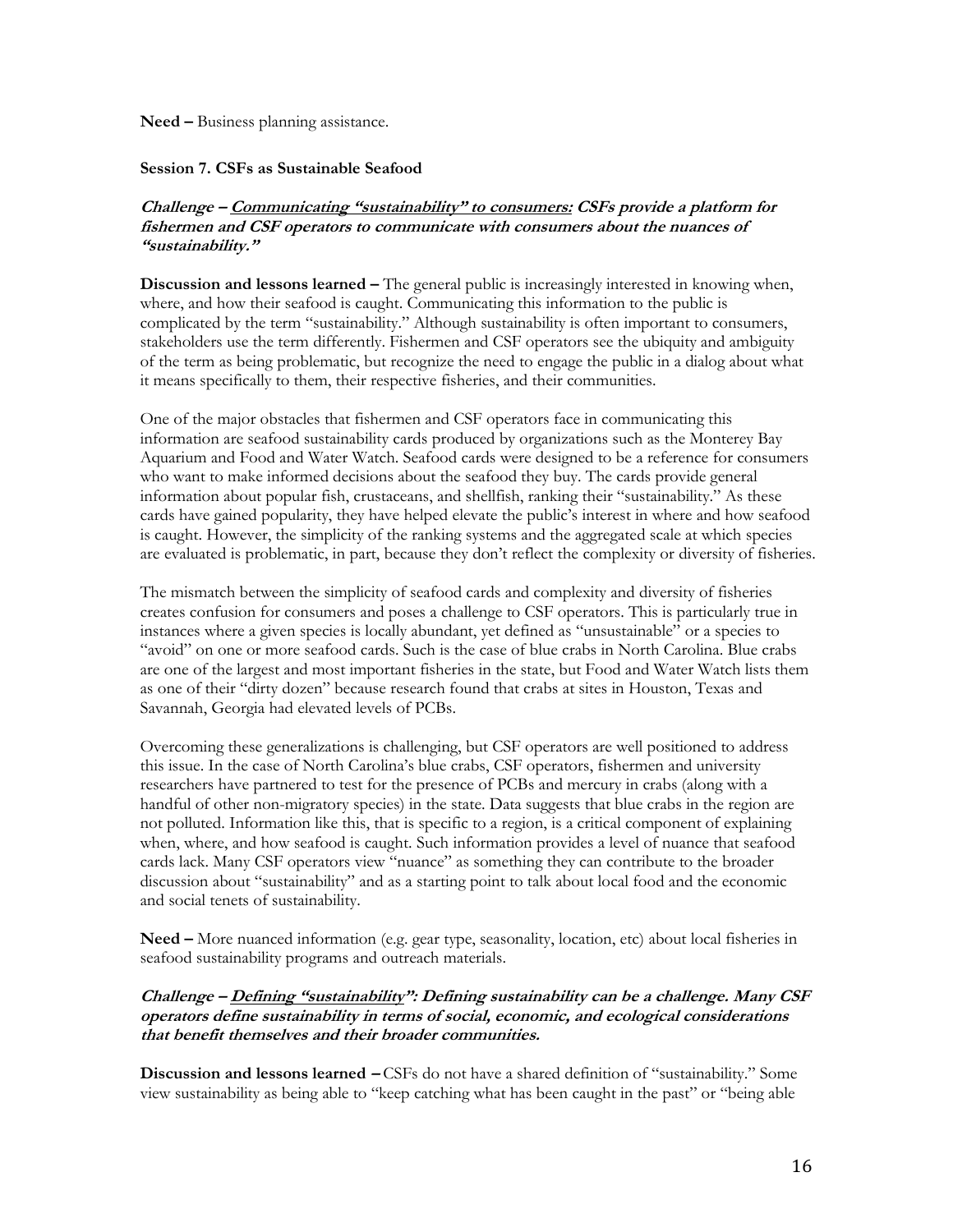**Need –** Business planning assistance.

**Session 7. CSFs as Sustainable Seafood**

***Challenge – <u>Communicating "sustainability" to consumers:</u> CSFs provide a platform for fishermen and CSF operators to communicate with consumers about the nuances of "sustainability."***

**Discussion and lessons learned –** The general public is increasingly interested in knowing when, where, and how their seafood is caught. Communicating this information to the public is complicated by the term "sustainability." Although sustainability is often important to consumers, stakeholders use the term differently. Fishermen and CSF operators see the ubiquity and ambiguity of the term as being problematic, but recognize the need to engage the public in a dialog about what it means specifically to them, their respective fisheries, and their communities.

One of the major obstacles that fishermen and CSF operators face in communicating this information are seafood sustainability cards produced by organizations such as the Monterey Bay Aquarium and Food and Water Watch. Seafood cards were designed to be a reference for consumers who want to make informed decisions about the seafood they buy. The cards provide general information about popular fish, crustaceans, and shellfish, ranking their "sustainability." As these cards have gained popularity, they have helped elevate the public's interest in where and how seafood is caught. However, the simplicity of the ranking systems and the aggregated scale at which species are evaluated is problematic, in part, because they don't reflect the complexity or diversity of fisheries.

The mismatch between the simplicity of seafood cards and complexity and diversity of fisheries creates confusion for consumers and poses a challenge to CSF operators. This is particularly true in instances where a given species is locally abundant, yet defined as "unsustainable" or a species to "avoid" on one or more seafood cards. Such is the case of blue crabs in North Carolina. Blue crabs are one of the largest and most important fisheries in the state, but Food and Water Watch lists them as one of their "dirty dozen" because research found that crabs at sites in Houston, Texas and Savannah, Georgia had elevated levels of PCBs.

Overcoming these generalizations is challenging, but CSF operators are well positioned to address this issue. In the case of North Carolina's blue crabs, CSF operators, fishermen and university researchers have partnered to test for the presence of PCBs and mercury in crabs (along with a handful of other non-migratory species) in the state. Data suggests that blue crabs in the region are not polluted. Information like this, that is specific to a region, is a critical component of explaining when, where, and how seafood is caught. Such information provides a level of nuance that seafood cards lack. Many CSF operators view "nuance" as something they can contribute to the broader discussion about "sustainability" and as a starting point to talk about local food and the economic and social tenets of sustainability.

**Need –** More nuanced information (e.g. gear type, seasonality, location, etc) about local fisheries in seafood sustainability programs and outreach materials.

***Challenge – <u>Defining "sustainability"</u>: Defining sustainability can be a challenge. Many CSF operators define sustainability in terms of social, economic, and ecological considerations that benefit themselves and their broader communities.***

**Discussion and lessons learned –** CSFs do not have a shared definition of "sustainability." Some view sustainability as being able to "keep catching what has been caught in the past" or "being able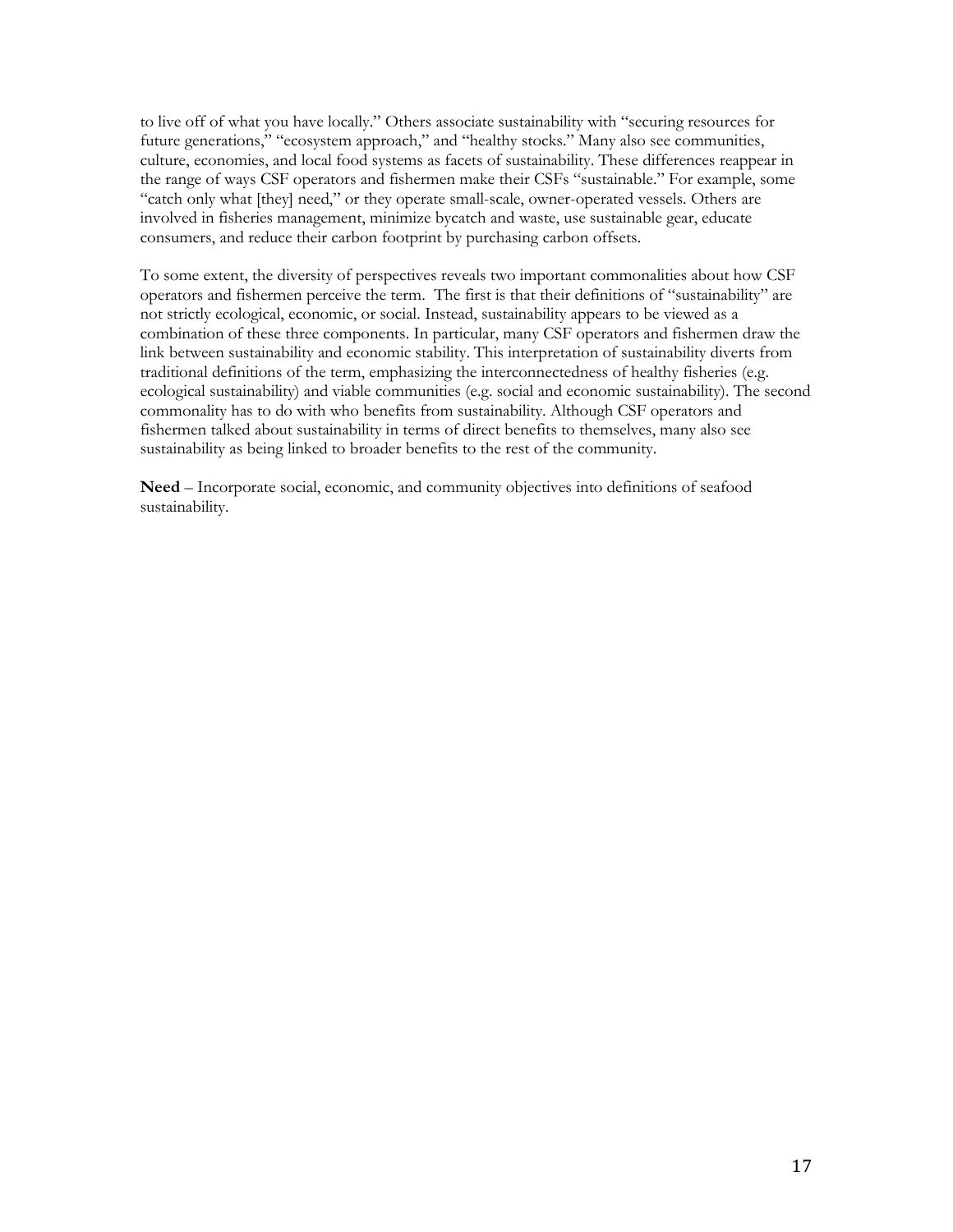to live off of what you have locally." Others associate sustainability with "securing resources for future generations," "ecosystem approach," and "healthy stocks." Many also see communities, culture, economies, and local food systems as facets of sustainability. These differences reappear in the range of ways CSF operators and fishermen make their CSFs "sustainable." For example, some "catch only what [they] need," or they operate small-scale, owner-operated vessels. Others are involved in fisheries management, minimize bycatch and waste, use sustainable gear, educate consumers, and reduce their carbon footprint by purchasing carbon offsets.

To some extent, the diversity of perspectives reveals two important commonalities about how CSF operators and fishermen perceive the term. The first is that their definitions of "sustainability" are not strictly ecological, economic, or social. Instead, sustainability appears to be viewed as a combination of these three components. In particular, many CSF operators and fishermen draw the link between sustainability and economic stability. This interpretation of sustainability diverts from traditional definitions of the term, emphasizing the interconnectedness of healthy fisheries (e.g. ecological sustainability) and viable communities (e.g. social and economic sustainability). The second commonality has to do with who benefits from sustainability. Although CSF operators and fishermen talked about sustainability in terms of direct benefits to themselves, many also see sustainability as being linked to broader benefits to the rest of the community.

**Need** – Incorporate social, economic, and community objectives into definitions of seafood sustainability.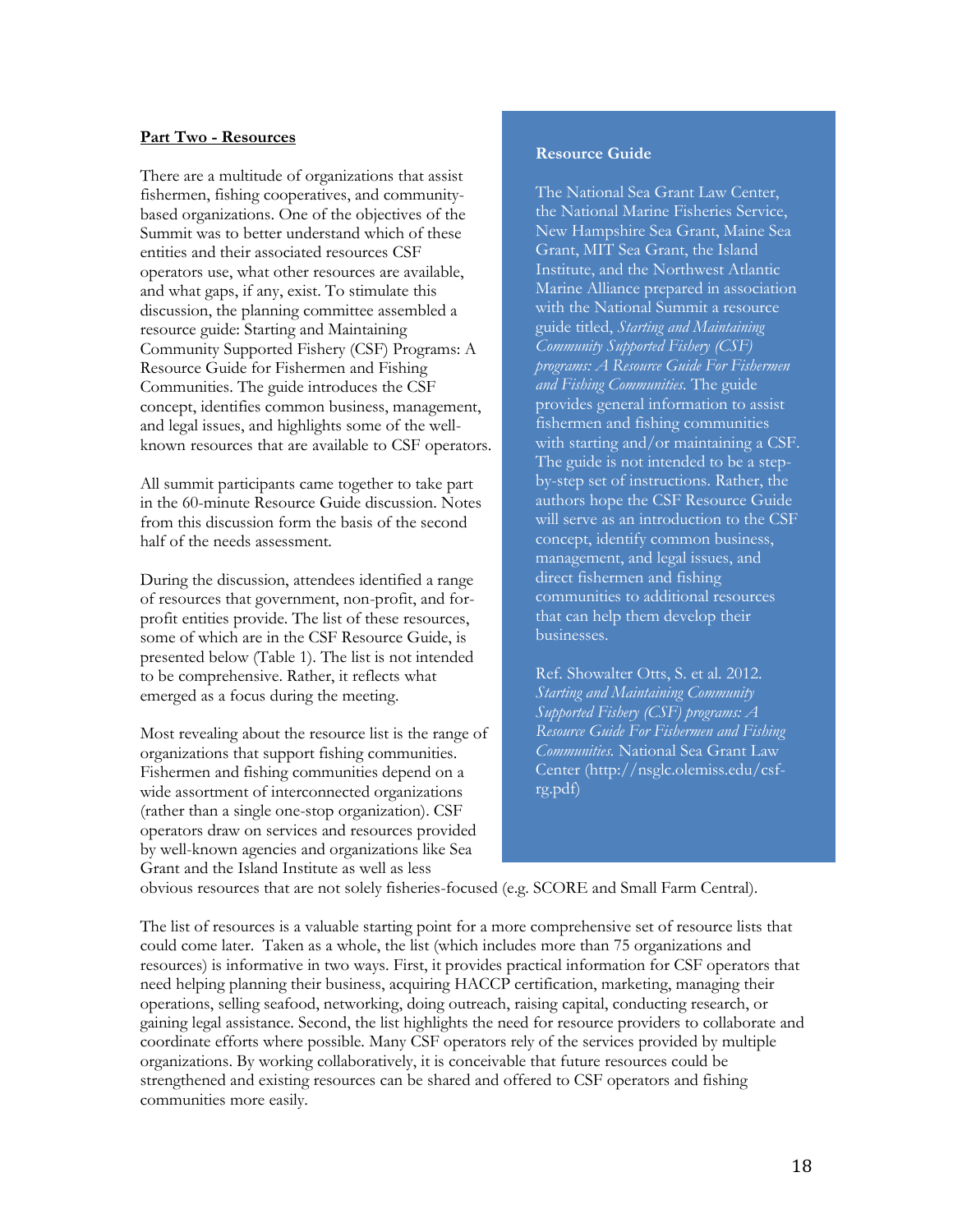**Part Two - Resources**

There are a multitude of organizations that assist fishermen, fishing cooperatives, and community-based organizations. One of the objectives of the Summit was to better understand which of these entities and their associated resources CSF operators use, what other resources are available, and what gaps, if any, exist. To stimulate this discussion, the planning committee assembled a resource guide: Starting and Maintaining Community Supported Fishery (CSF) Programs: A Resource Guide for Fishermen and Fishing Communities. The guide introduces the CSF concept, identifies common business, management, and legal issues, and highlights some of the well-known resources that are available to CSF operators.

All summit participants came together to take part in the 60-minute Resource Guide discussion. Notes from this discussion form the basis of the second half of the needs assessment.

During the discussion, attendees identified a range of resources that government, non-profit, and for-profit entities provide. The list of these resources, some of which are in the CSF Resource Guide, is presented below (Table 1). The list is not intended to be comprehensive. Rather, it reflects what emerged as a focus during the meeting.

Most revealing about the resource list is the range of organizations that support fishing communities. Fishermen and fishing communities depend on a wide assortment of interconnected organizations (rather than a single one-stop organization). CSF operators draw on services and resources provided by well-known agencies and organizations like Sea Grant and the Island Institute as well as less obvious resources that are not solely fisheries-focused (e.g. SCORE and Small Farm Central).

**Resource Guide**

The National Sea Grant Law Center, the National Marine Fisheries Service, New Hampshire Sea Grant, Maine Sea Grant, MIT Sea Grant, the Island Institute, and the Northwest Atlantic Marine Alliance prepared in association with the National Summit a resource guide titled, *Starting and Maintaining Community Supported Fishery (CSF) programs: A Resource Guide For Fishermen and Fishing Communities.* The guide provides general information to assist fishermen and fishing communities with starting and/or maintaining a CSF. The guide is not intended to be a step-by-step set of instructions. Rather, the authors hope the CSF Resource Guide will serve as an introduction to the CSF concept, identify common business, management, and legal issues, and direct fishermen and fishing communities to additional resources that can help them develop their businesses.

Ref. Showalter Otts, S. et al. 2012. *Starting and Maintaining Community Supported Fishery (CSF) programs: A Resource Guide For Fishermen and Fishing Communities.* National Sea Grant Law Center (http://nsglc.olemiss.edu/csf-rg.pdf)

The list of resources is a valuable starting point for a more comprehensive set of resource lists that could come later. Taken as a whole, the list (which includes more than 75 organizations and resources) is informative in two ways. First, it provides practical information for CSF operators that need helping planning their business, acquiring HACCP certification, marketing, managing their operations, selling seafood, networking, doing outreach, raising capital, conducting research, or gaining legal assistance. Second, the list highlights the need for resource providers to collaborate and coordinate efforts where possible. Many CSF operators rely of the services provided by multiple organizations. By working collaboratively, it is conceivable that future resources could be strengthened and existing resources can be shared and offered to CSF operators and fishing communities more easily.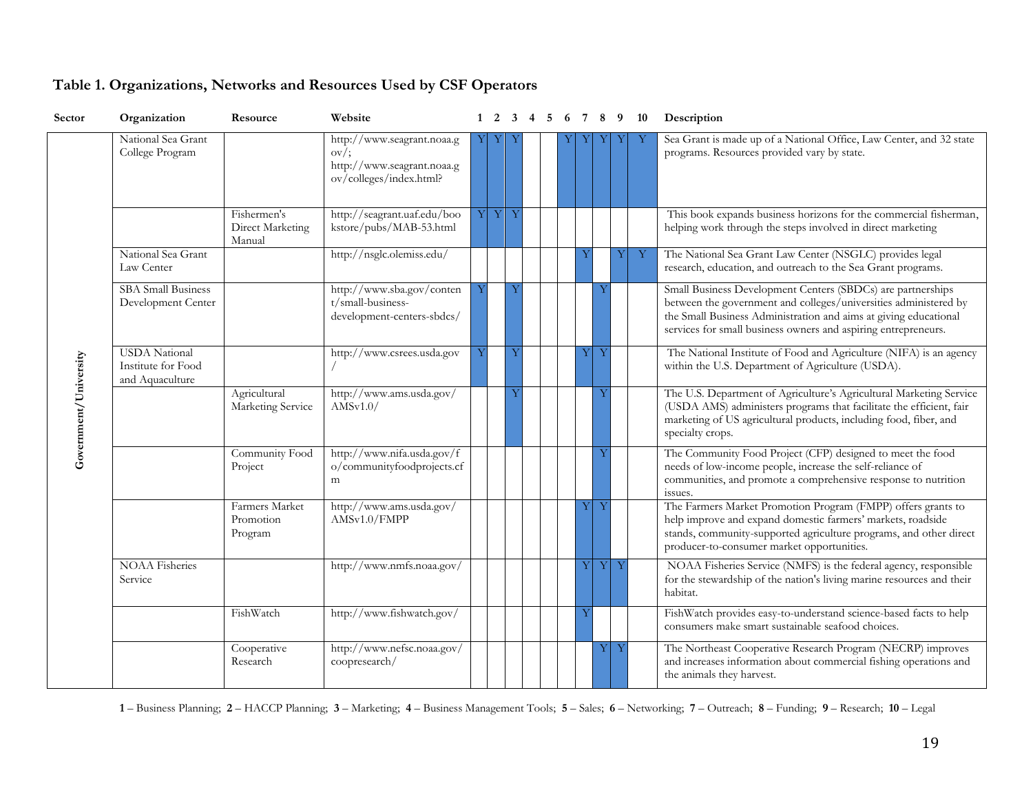## Table 1. Organizations, Networks and Resources Used by CSF Operators

| Sector | Organization | Resource | Website | 1 | 2 | 3 | 4 | 5 | 6 | 7 | 8 | 9 | 10 | Description |
|---|---|---|---|---|---|---|---|---|---|---|---|---|---|---|
| Government/University | National Sea Grant College Program | | http://www.seagrant.noaa.gov/; http://www.seagrant.noaa.gov/colleges/index.html? | Y | Y | Y | | | Y | Y | Y | Y | Y | Sea Grant is made up of a National Office, Law Center, and 32 state programs. Resources provided vary by state. |
| | | Fishermen's Direct Marketing Manual | http://seagrant.uaf.edu/bookstore/pubs/MAB-53.html | Y | Y | Y | | | | | | | | This book expands business horizons for the commercial fisherman, helping work through the steps involved in direct marketing |
| | National Sea Grant Law Center | | http://nsglc.olemiss.edu/ | | | | | | | Y | | Y | Y | The National Sea Grant Law Center (NSGLC) provides legal research, education, and outreach to the Sea Grant programs. |
| | SBA Small Business Development Center | | http://www.sba.gov/content/small-business-development-centers-sbdcs/ | Y | | Y | | | | | Y | | | Small Business Development Centers (SBDCs) are partnerships between the government and colleges/universities administered by the Small Business Administration and aims at giving educational services for small business owners and aspiring entrepreneurs. |
| | USDA National Institute for Food and Aquaculture | | http://www.csrees.usda.gov/ | Y | | Y | | | | Y | Y | | | The National Institute of Food and Agriculture (NIFA) is an agency within the U.S. Department of Agriculture (USDA). |
| | | Agricultural Marketing Service | http://www.ams.usda.gov/AMSv1.0/ | | | Y | | | | | Y | | | The U.S. Department of Agriculture's Agricultural Marketing Service (USDA AMS) administers programs that facilitate the efficient, fair marketing of US agricultural products, including food, fiber, and specialty crops. |
| | | Community Food Project | http://www.nifa.usda.gov/fo/communityfoodprojects.cfm | | | | | | | | Y | | | The Community Food Project (CFP) designed to meet the food needs of low-income people, increase the self-reliance of communities, and promote a comprehensive response to nutrition issues. |
| | | Farmers Market Promotion Program | http://www.ams.usda.gov/AMSv1.0/FMPP | | | | | | | Y | Y | | | The Farmers Market Promotion Program (FMPP) offers grants to help improve and expand domestic farmers' markets, roadside stands, community-supported agriculture programs, and other direct producer-to-consumer market opportunities. |
| | NOAA Fisheries Service | | http://www.nmfs.noaa.gov/ | | | | | | | Y | Y | Y | | NOAA Fisheries Service (NMFS) is the federal agency, responsible for the stewardship of the nation's living marine resources and their habitat. |
| | | FishWatch | http://www.fishwatch.gov/ | | | | | | | Y | | | | FishWatch provides easy-to-understand science-based facts to help consumers make smart sustainable seafood choices. |
| | | Cooperative Research | http://www.nefsc.noaa.gov/coopresearch/ | | | | | | | | Y | Y | | The Northeast Cooperative Research Program (NECRP) improves and increases information about commercial fishing operations and the animals they harvest. |

**1** – Business Planning; **2** – HACCP Planning; **3** – Marketing; **4** – Business Management Tools; **5** – Sales; **6** – Networking; **7** – Outreach; **8** – Funding; **9** – Research; **10** – Legal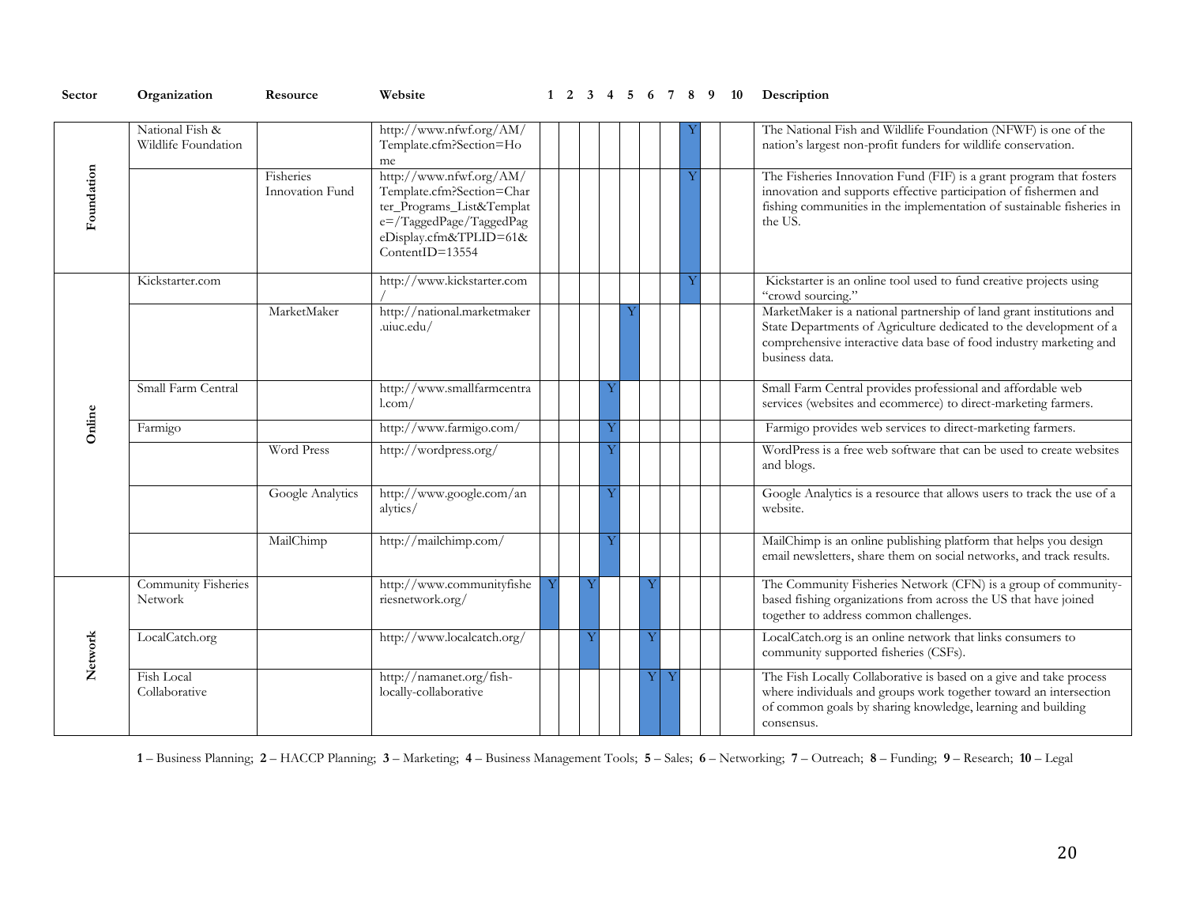| Sector | Organization | Resource | Website | 1 | 2 | 3 | 4 | 5 | 6 | 7 | 8 | 9 | 10 | Description |
|---|---|---|---|---|---|---|---|---|---|---|---|---|---|---|
| Foundation | National Fish & Wildlife Foundation | | http://www.nfwf.org/AM/Template.cfm?Section=Home | | | | | | | | Y | | | The National Fish and Wildlife Foundation (NFWF) is one of the nation's largest non-profit funders for wildlife conservation. |
| | | Fisheries Innovation Fund | http://www.nfwf.org/AM/Template.cfm?Section=Charter_Programs_List&Template=/TaggedPage/TaggedPageDisplay.cfm&TPLID=61&ContentID=13554 | | | | | | | | Y | | | The Fisheries Innovation Fund (FIF) is a grant program that fosters innovation and supports effective participation of fishermen and fishing communities in the implementation of sustainable fisheries in the US. |
| Online | Kickstarter.com | | http://www.kickstarter.com/ | | | | | | | | Y | | | Kickstarter is an online tool used to fund creative projects using "crowd sourcing." |
| | | MarketMaker | http://national.marketmaker.uiuc.edu/ | | | | | Y | | | | | | MarketMaker is a national partnership of land grant institutions and State Departments of Agriculture dedicated to the development of a comprehensive interactive data base of food industry marketing and business data. |
| | Small Farm Central | | http://www.smallfarmcentral.com/ | | | | Y | | | | | | | Small Farm Central provides professional and affordable web services (websites and ecommerce) to direct-marketing farmers. |
| | Farmigo | | http://www.farmigo.com/ | | | | Y | | | | | | | Farmigo provides web services to direct-marketing farmers. |
| | | Word Press | http://wordpress.org/ | | | | Y | | | | | | | WordPress is a free web software that can be used to create websites and blogs. |
| | | Google Analytics | http://www.google.com/analytics/ | | | | Y | | | | | | | Google Analytics is a resource that allows users to track the use of a website. |
| | | MailChimp | http://mailchimp.com/ | | | | Y | | | | | | | MailChimp is an online publishing platform that helps you design email newsletters, share them on social networks, and track results. |
| Network | Community Fisheries Network | | http://www.communityfisheriesnetwork.org/ | Y | | Y | | | Y | | | | | The Community Fisheries Network (CFN) is a group of community-based fishing organizations from across the US that have joined together to address common challenges. |
| | LocalCatch.org | | http://www.localcatch.org/ | | | Y | | | Y | | | | | LocalCatch.org is an online network that links consumers to community supported fisheries (CSFs). |
| | Fish Local Collaborative | | http://namanet.org/fish-locally-collaborative | | | | | | Y | Y | | | | The Fish Locally Collaborative is based on a give and take process where individuals and groups work together toward an intersection of common goals by sharing knowledge, learning and building consensus. |

**1** – Business Planning; **2** – HACCP Planning; **3** – Marketing; **4** – Business Management Tools; **5** – Sales; **6** – Networking; **7** – Outreach; **8** – Funding; **9** – Research; **10** – Legal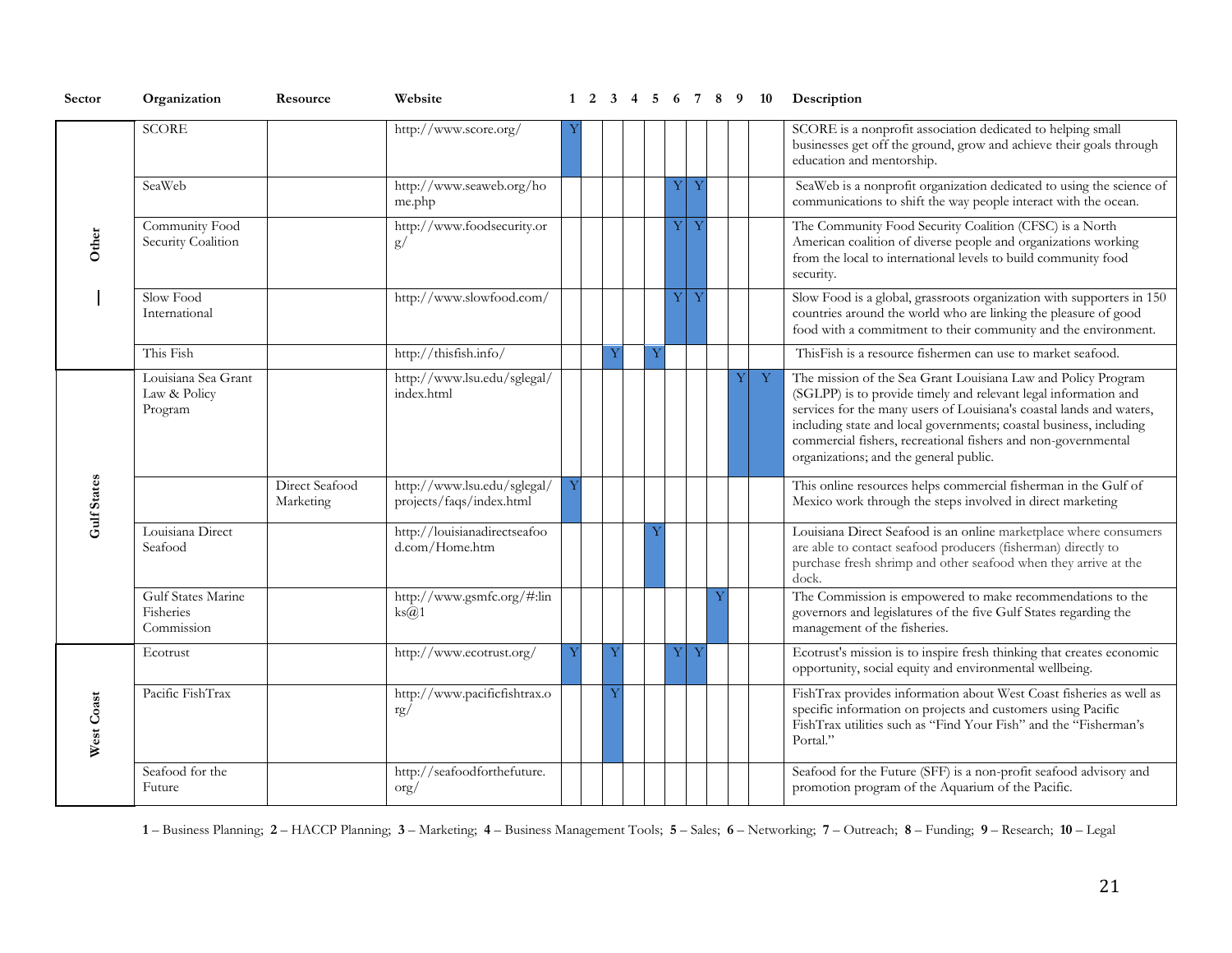| Sector | Organization | Resource | Website | 1 | 2 | 3 | 4 | 5 | 6 | 7 | 8 | 9 | 10 | Description |
|---|---|---|---|---|---|---|---|---|---|---|---|---|---|---|
| Other | SCORE | | http://www.score.org/ | Y | | | | | | | | | | SCORE is a nonprofit association dedicated to helping small businesses get off the ground, grow and achieve their goals through education and mentorship. |
| | SeaWeb | | http://www.seaweb.org/home.php | | | | | | Y | Y | | | | SeaWeb is a nonprofit organization dedicated to using the science of communications to shift the way people interact with the ocean. |
| | Community Food Security Coalition | | http://www.foodsecurity.org/ | | | | | | Y | Y | | | | The Community Food Security Coalition (CFSC) is a North American coalition of diverse people and organizations working from the local to international levels to build community food security. |
| | Slow Food International | | http://www.slowfood.com/ | | | | | | Y | Y | | | | Slow Food is a global, grassroots organization with supporters in 150 countries around the world who are linking the pleasure of good food with a commitment to their community and the environment. |
| | This Fish | | http://thisfish.info/ | | | Y | | Y | | | | | | ThisFish is a resource fishermen can use to market seafood. |
| Gulf States | Louisiana Sea Grant Law & Policy Program | | http://www.lsu.edu/sglegal/index.html | | | | | | | | | Y | Y | The mission of the Sea Grant Louisiana Law and Policy Program (SGLPP) is to provide timely and relevant legal information and services for the many users of Louisiana's coastal lands and waters, including state and local governments; coastal business, including commercial fishers, recreational fishers and non-governmental organizations; and the general public. |
| | | Direct Seafood Marketing | http://www.lsu.edu/sglegal/projects/faqs/index.html | Y | | | | | | | | | | This online resources helps commercial fisherman in the Gulf of Mexico work through the steps involved in direct marketing |
| | Louisiana Direct Seafood | | http://louisianadirectseafood.com/Home.htm | | | | | Y | | | | | | Louisiana Direct Seafood is an online marketplace where consumers are able to contact seafood producers (fisherman) directly to purchase fresh shrimp and other seafood when they arrive at the dock. |
| | Gulf States Marine Fisheries Commission | | http://www.gsmfc.org/#:links@1 | | | | | | | | Y | | | The Commission is empowered to make recommendations to the governors and legislatures of the five Gulf States regarding the management of the fisheries. |
| West Coast | Ecotrust | | http://www.ecotrust.org/ | Y | | Y | | | Y | Y | | | | Ecotrust's mission is to inspire fresh thinking that creates economic opportunity, social equity and environmental wellbeing. |
| | Pacific FishTrax | | http://www.pacificfishtrax.org/ | | | Y | | | | | | | | FishTrax provides information about West Coast fisheries as well as specific information on projects and customers using Pacific FishTrax utilities such as "Find Your Fish" and the "Fisherman's Portal." |
| | Seafood for the Future | | http://seafoodforthefuture.org/ | | | | | | | | | | | Seafood for the Future (SFF) is a non-profit seafood advisory and promotion program of the Aquarium of the Pacific. |

**1** – Business Planning; **2** – HACCP Planning; **3** – Marketing; **4** – Business Management Tools; **5** – Sales; **6** – Networking; **7** – Outreach; **8** – Funding; **9** – Research; **10** – Legal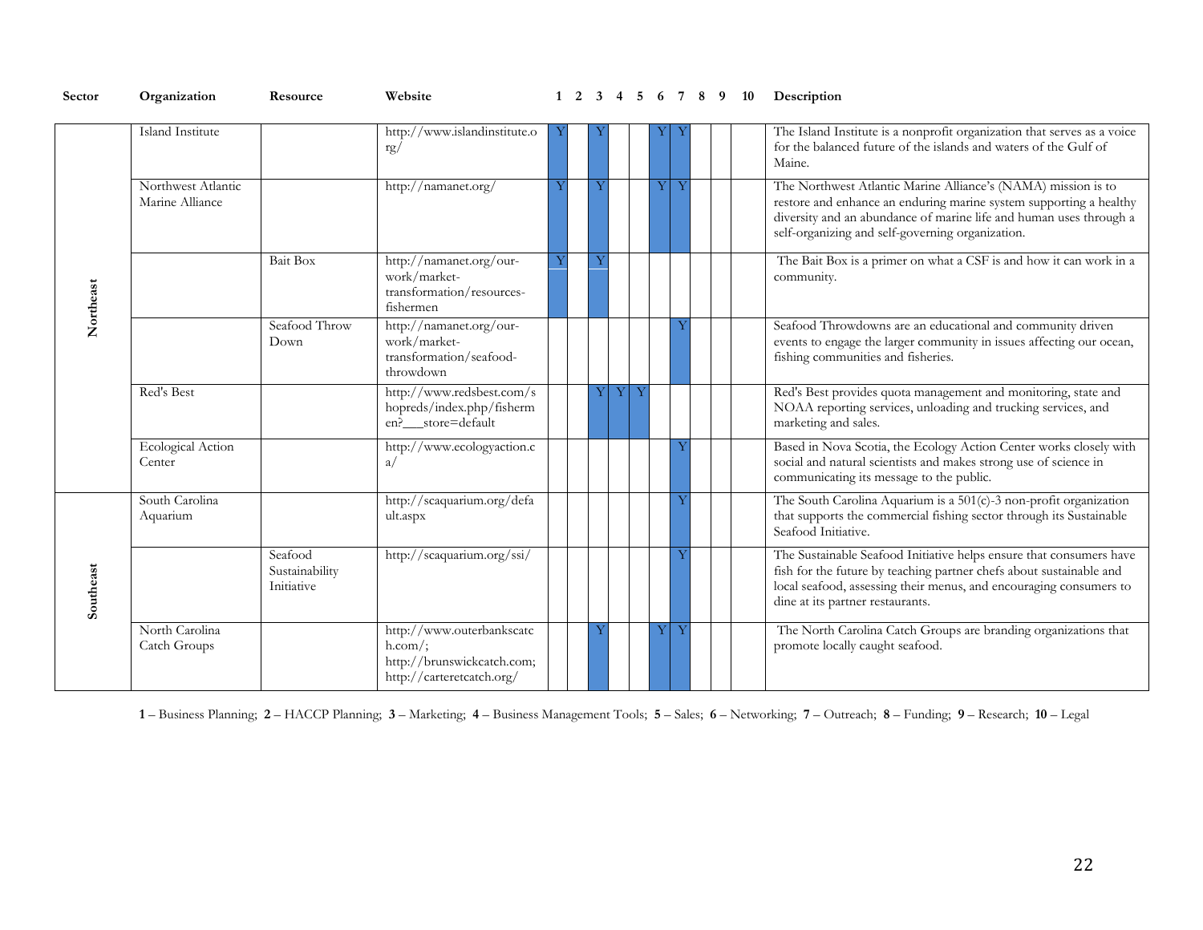| Sector | Organization | Resource | Website | 1 | 2 | 3 | 4 | 5 | 6 | 7 | 8 | 9 | 10 | Description |
|---|---|---|---|---|---|---|---|---|---|---|---|---|---|---|
| Northeast | Island Institute | | http://www.islandinstitute.org/ | Y | | Y | | | Y | Y | | | | The Island Institute is a nonprofit organization that serves as a voice for the balanced future of the islands and waters of the Gulf of Maine. |
| | Northwest Atlantic Marine Alliance | | http://namanet.org/ | Y | | Y | | | Y | Y | | | | The Northwest Atlantic Marine Alliance's (NAMA) mission is to restore and enhance an enduring marine system supporting a healthy diversity and an abundance of marine life and human uses through a self-organizing and self-governing organization. |
| | | Bait Box | http://namanet.org/our-work/market-transformation/resources-fishermen | Y | | Y | | | | | | | | The Bait Box is a primer on what a CSF is and how it can work in a community. |
| | | Seafood Throw Down | http://namanet.org/our-work/market-transformation/seafood-throwdown | | | | | | | Y | | | | Seafood Throwdowns are an educational and community driven events to engage the larger community in issues affecting our ocean, fishing communities and fisheries. |
| | Red's Best | | http://www.redsbest.com/shopreds/index.php/fishermen?___store=default | | | Y | Y | Y | | | | | | Red's Best provides quota management and monitoring, state and NOAA reporting services, unloading and trucking services, and marketing and sales. |
| | Ecological Action Center | | http://www.ecologyaction.ca/ | | | | | | | Y | | | | Based in Nova Scotia, the Ecology Action Center works closely with social and natural scientists and makes strong use of science in communicating its message to the public. |
| Southeast | South Carolina Aquarium | | http://scaquarium.org/default.aspx | | | | | | | Y | | | | The South Carolina Aquarium is a 501(c)-3 non-profit organization that supports the commercial fishing sector through its Sustainable Seafood Initiative. |
| | | Seafood Sustainability Initiative | http://scaquarium.org/ssi/ | | | | | | | Y | | | | The Sustainable Seafood Initiative helps ensure that consumers have fish for the future by teaching partner chefs about sustainable and local seafood, assessing their menus, and encouraging consumers to dine at its partner restaurants. |
| | North Carolina Catch Groups | | http://www.outerbankscatch.com/; http://brunswickcatch.com; http://carteretcatch.org/ | | | Y | | | Y | Y | | | | The North Carolina Catch Groups are branding organizations that promote locally caught seafood. |

**1** – Business Planning; **2** – HACCP Planning; **3** – Marketing; **4** – Business Management Tools; **5** – Sales; **6** – Networking; **7** – Outreach; **8** – Funding; **9** – Research; **10** – Legal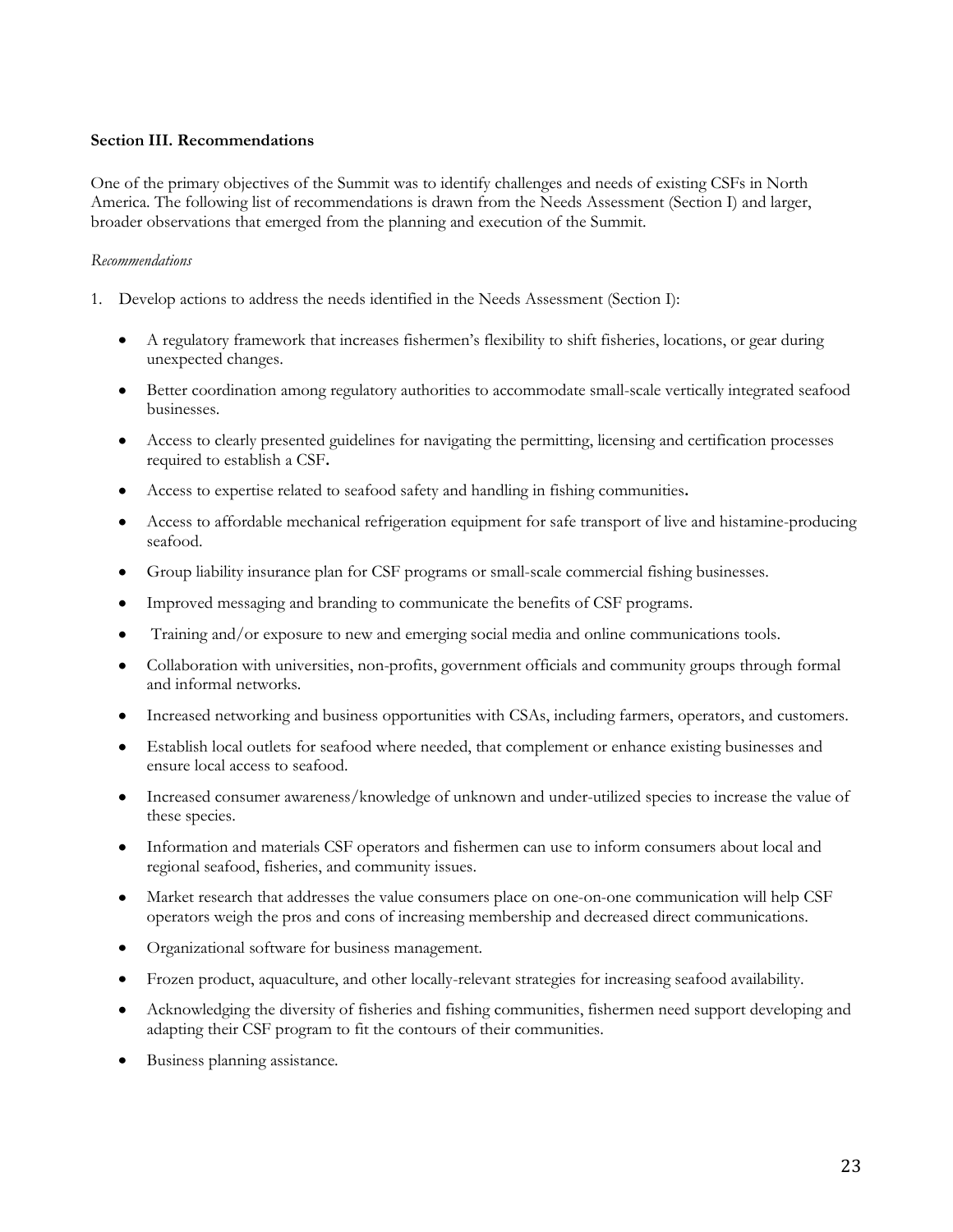**Section III. Recommendations**

One of the primary objectives of the Summit was to identify challenges and needs of existing CSFs in North America. The following list of recommendations is drawn from the Needs Assessment (Section I) and larger, broader observations that emerged from the planning and execution of the Summit.

*Recommendations*

1. Develop actions to address the needs identified in the Needs Assessment (Section I):

    - A regulatory framework that increases fishermen's flexibility to shift fisheries, locations, or gear during unexpected changes.
    - Better coordination among regulatory authorities to accommodate small-scale vertically integrated seafood businesses.
    - Access to clearly presented guidelines for navigating the permitting, licensing and certification processes required to establish a CSF**.**
    - Access to expertise related to seafood safety and handling in fishing communities**.**
    - Access to affordable mechanical refrigeration equipment for safe transport of live and histamine-producing seafood.
    - Group liability insurance plan for CSF programs or small-scale commercial fishing businesses.
    - Improved messaging and branding to communicate the benefits of CSF programs.
    - Training and/or exposure to new and emerging social media and online communications tools.
    - Collaboration with universities, non-profits, government officials and community groups through formal and informal networks.
    - Increased networking and business opportunities with CSAs, including farmers, operators, and customers.
    - Establish local outlets for seafood where needed, that complement or enhance existing businesses and ensure local access to seafood.
    - Increased consumer awareness/knowledge of unknown and under-utilized species to increase the value of these species.
    - Information and materials CSF operators and fishermen can use to inform consumers about local and regional seafood, fisheries, and community issues.
    - Market research that addresses the value consumers place on one-on-one communication will help CSF operators weigh the pros and cons of increasing membership and decreased direct communications.
    - Organizational software for business management.
    - Frozen product, aquaculture, and other locally-relevant strategies for increasing seafood availability.
    - Acknowledging the diversity of fisheries and fishing communities, fishermen need support developing and adapting their CSF program to fit the contours of their communities.
    - Business planning assistance.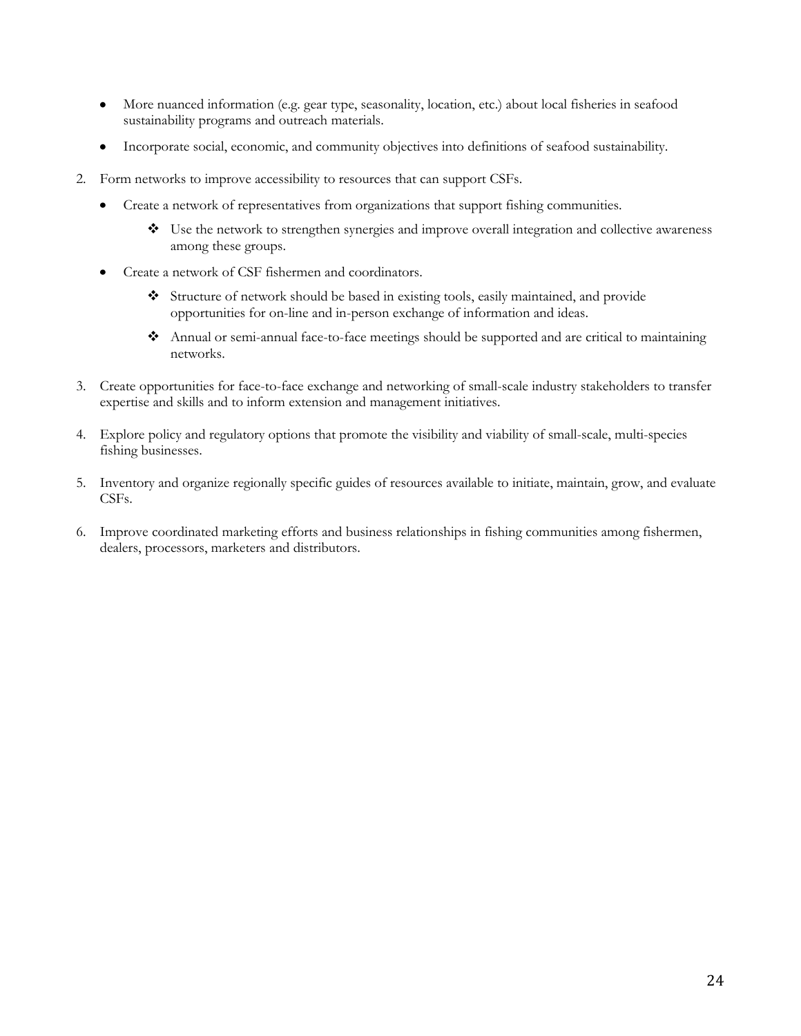- More nuanced information (e.g. gear type, seasonality, location, etc.) about local fisheries in seafood sustainability programs and outreach materials.
- Incorporate social, economic, and community objectives into definitions of seafood sustainability.

2. Form networks to improve accessibility to resources that can support CSFs.
   - Create a network of representatives from organizations that support fishing communities.
     - Use the network to strengthen synergies and improve overall integration and collective awareness among these groups.
   - Create a network of CSF fishermen and coordinators.
     - Structure of network should be based in existing tools, easily maintained, and provide opportunities for on-line and in-person exchange of information and ideas.
     - Annual or semi-annual face-to-face meetings should be supported and are critical to maintaining networks.
3. Create opportunities for face-to-face exchange and networking of small-scale industry stakeholders to transfer expertise and skills and to inform extension and management initiatives.
4. Explore policy and regulatory options that promote the visibility and viability of small-scale, multi-species fishing businesses.
5. Inventory and organize regionally specific guides of resources available to initiate, maintain, grow, and evaluate CSFs.
6. Improve coordinated marketing efforts and business relationships in fishing communities among fishermen, dealers, processors, marketers and distributors.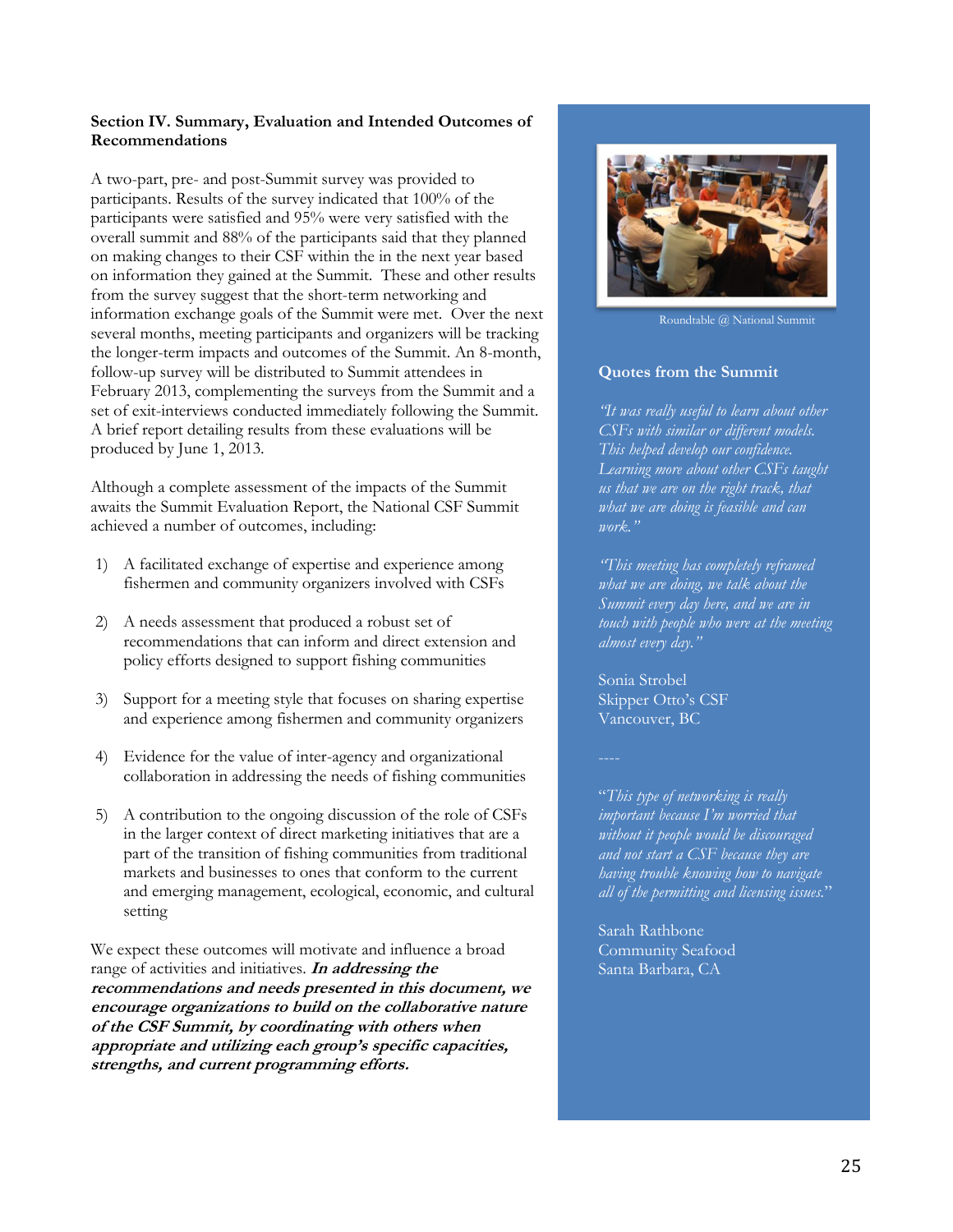**Section IV. Summary, Evaluation and Intended Outcomes of Recommendations**

A two-part, pre- and post-Summit survey was provided to participants. Results of the survey indicated that 100% of the participants were satisfied and 95% were very satisfied with the overall summit and 88% of the participants said that they planned on making changes to their CSF within the in the next year based on information they gained at the Summit. These and other results from the survey suggest that the short-term networking and information exchange goals of the Summit were met. Over the next several months, meeting participants and organizers will be tracking the longer-term impacts and outcomes of the Summit. An 8-month, follow-up survey will be distributed to Summit attendees in February 2013, complementing the surveys from the Summit and a set of exit-interviews conducted immediately following the Summit. A brief report detailing results from these evaluations will be produced by June 1, 2013.

Although a complete assessment of the impacts of the Summit awaits the Summit Evaluation Report, the National CSF Summit achieved a number of outcomes, including:

1) A facilitated exchange of expertise and experience among fishermen and community organizers involved with CSFs
2) A needs assessment that produced a robust set of recommendations that can inform and direct extension and policy efforts designed to support fishing communities
3) Support for a meeting style that focuses on sharing expertise and experience among fishermen and community organizers
4) Evidence for the value of inter-agency and organizational collaboration in addressing the needs of fishing communities
5) A contribution to the ongoing discussion of the role of CSFs in the larger context of direct marketing initiatives that are a part of the transition of fishing communities from traditional markets and businesses to ones that conform to the current and emerging management, ecological, economic, and cultural setting

We expect these outcomes will motivate and influence a broad range of activities and initiatives. ***In addressing the recommendations and needs presented in this document, we encourage organizations to build on the collaborative nature of the CSF Summit, by coordinating with others when appropriate and utilizing each group's specific capacities, strengths, and current programming efforts.***

Roundtable @ National Summit

**Quotes from the Summit**

*"It was really useful to learn about other CSFs with similar or different models. This helped develop our confidence. Learning more about other CSFs taught us that we are on the right track, that what we are doing is feasible and can work."*

*"This meeting has completely reframed what we are doing, we talk about the Summit every day here, and we are in touch with people who were at the meeting almost every day."*

Sonia Strobel
Skipper Otto's CSF
Vancouver, BC

----

*"This type of networking is really important because I'm worried that without it people would be discouraged and not start a CSF because they are having trouble knowing how to navigate all of the permitting and licensing issues."*

Sarah Rathbone
Community Seafood
Santa Barbara, CA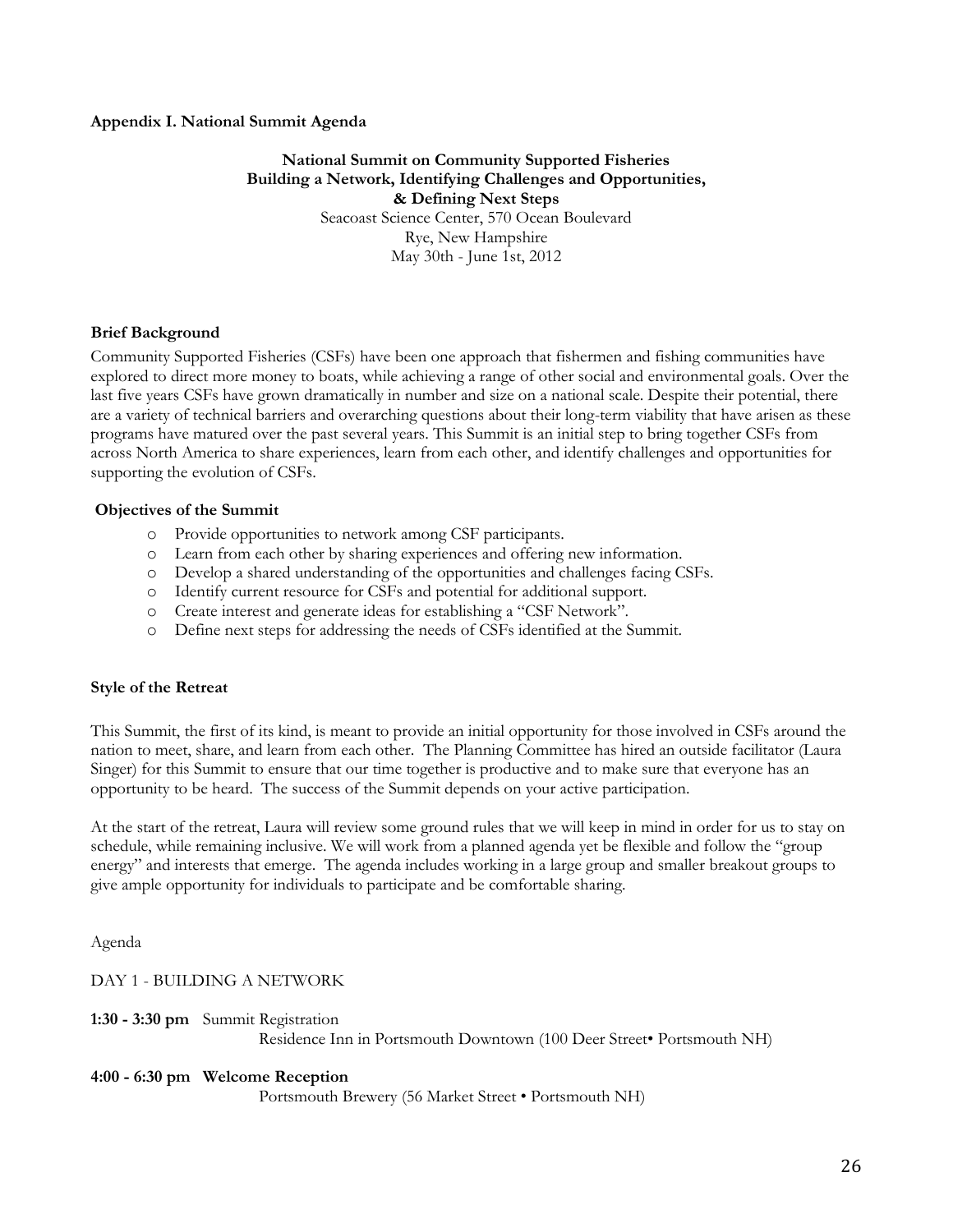### Appendix I. National Summit Agenda

**National Summit on Community Supported Fisheries**
**Building a Network, Identifying Challenges and Opportunities,**
**& Defining Next Steps**
Seacoast Science Center, 570 Ocean Boulevard
Rye, New Hampshire
May 30th - June 1st, 2012

**Brief Background**

Community Supported Fisheries (CSFs) have been one approach that fishermen and fishing communities have explored to direct more money to boats, while achieving a range of other social and environmental goals. Over the last five years CSFs have grown dramatically in number and size on a national scale. Despite their potential, there are a variety of technical barriers and overarching questions about their long-term viability that have arisen as these programs have matured over the past several years. This Summit is an initial step to bring together CSFs from across North America to share experiences, learn from each other, and identify challenges and opportunities for supporting the evolution of CSFs.

**Objectives of the Summit**

- Provide opportunities to network among CSF participants.
- Learn from each other by sharing experiences and offering new information.
- Develop a shared understanding of the opportunities and challenges facing CSFs.
- Identify current resource for CSFs and potential for additional support.
- Create interest and generate ideas for establishing a "CSF Network".
- Define next steps for addressing the needs of CSFs identified at the Summit.

**Style of the Retreat**

This Summit, the first of its kind, is meant to provide an initial opportunity for those involved in CSFs around the nation to meet, share, and learn from each other. The Planning Committee has hired an outside facilitator (Laura Singer) for this Summit to ensure that our time together is productive and to make sure that everyone has an opportunity to be heard. The success of the Summit depends on your active participation.

At the start of the retreat, Laura will review some ground rules that we will keep in mind in order for us to stay on schedule, while remaining inclusive. We will work from a planned agenda yet be flexible and follow the "group energy" and interests that emerge. The agenda includes working in a large group and smaller breakout groups to give ample opportunity for individuals to participate and be comfortable sharing.

Agenda

DAY 1 - BUILDING A NETWORK

**1:30 - 3:30 pm** Summit Registration
Residence Inn in Portsmouth Downtown (100 Deer Street• Portsmouth NH)

**4:00 - 6:30 pm Welcome Reception**
Portsmouth Brewery (56 Market Street • Portsmouth NH)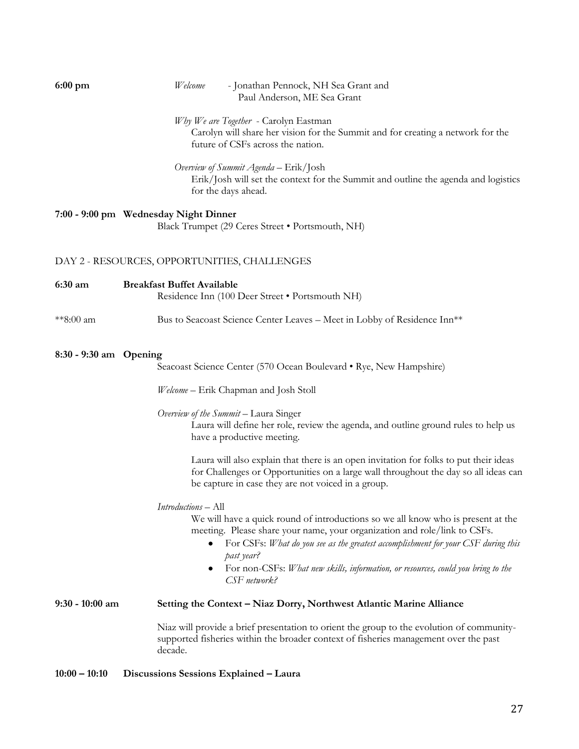**6:00 pm**

*Welcome* - Jonathan Pennock, NH Sea Grant and Paul Anderson, ME Sea Grant

*Why We are Together* - Carolyn Eastman
Carolyn will share her vision for the Summit and for creating a network for the future of CSFs across the nation.

*Overview of Summit Agenda* – Erik/Josh
Erik/Josh will set the context for the Summit and outline the agenda and logistics for the days ahead.

**7:00 - 9:00 pm Wednesday Night Dinner**
Black Trumpet (29 Ceres Street • Portsmouth, NH)

## DAY 2 - RESOURCES, OPPORTUNITIES, CHALLENGES

**6:30 am Breakfast Buffet Available**
Residence Inn (100 Deer Street • Portsmouth NH)

**8:00 am Bus to Seacoast Science Center Leaves – Meet in Lobby of Residence Inn**

**8:30 - 9:30 am Opening**
Seacoast Science Center (570 Ocean Boulevard • Rye, New Hampshire)

*Welcome* – Erik Chapman and Josh Stoll

*Overview of the Summit* – Laura Singer
Laura will define her role, review the agenda, and outline ground rules to help us have a productive meeting.

Laura will also explain that there is an open invitation for folks to put their ideas for Challenges or Opportunities on a large wall throughout the day so all ideas can be capture in case they are not voiced in a group.

*Introductions* – All
We will have a quick round of introductions so we all know who is present at the meeting. Please share your name, your organization and role/link to CSFs.

- For CSFs: *What do you see as the greatest accomplishment for your CSF during this past year?*
- For non-CSFs: *What new skills, information, or resources, could you bring to the CSF network?*

**9:30 - 10:00 am Setting the Context – Niaz Dorry, Northwest Atlantic Marine Alliance**

Niaz will provide a brief presentation to orient the group to the evolution of community-supported fisheries within the broader context of fisheries management over the past decade.

**10:00 – 10:10 Discussions Sessions Explained – Laura**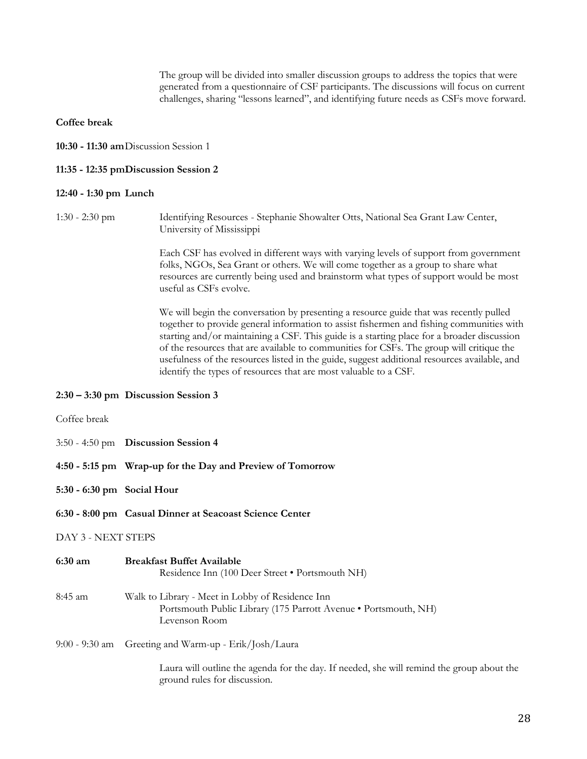The group will be divided into smaller discussion groups to address the topics that were generated from a questionnaire of CSF participants. The discussions will focus on current challenges, sharing "lessons learned", and identifying future needs as CSFs move forward.

**Coffee break**

**10:30 - 11:30 am** Discussion Session 1

**11:35 - 12:35 pm Discussion Session 2**

**12:40 - 1:30 pm Lunch**

1:30 - 2:30 pm Identifying Resources - Stephanie Showalter Otts, National Sea Grant Law Center, University of Mississippi

Each CSF has evolved in different ways with varying levels of support from government folks, NGOs, Sea Grant or others. We will come together as a group to share what resources are currently being used and brainstorm what types of support would be most useful as CSFs evolve.

We will begin the conversation by presenting a resource guide that was recently pulled together to provide general information to assist fishermen and fishing communities with starting and/or maintaining a CSF. This guide is a starting place for a broader discussion of the resources that are available to communities for CSFs. The group will critique the usefulness of the resources listed in the guide, suggest additional resources available, and identify the types of resources that are most valuable to a CSF.

**2:30 – 3:30 pm Discussion Session 3**

Coffee break

3:50 - 4:50 pm **Discussion Session 4**

**4:50 - 5:15 pm Wrap-up for the Day and Preview of Tomorrow**

**5:30 - 6:30 pm Social Hour**

**6:30 - 8:00 pm Casual Dinner at Seacoast Science Center**

DAY 3 - NEXT STEPS

**6:30 am** **Breakfast Buffet Available**
Residence Inn (100 Deer Street • Portsmouth NH)

8:45 am Walk to Library - Meet in Lobby of Residence Inn
Portsmouth Public Library (175 Parrott Avenue • Portsmouth, NH)
Levenson Room

9:00 - 9:30 am Greeting and Warm-up - Erik/Josh/Laura

Laura will outline the agenda for the day. If needed, she will remind the group about the ground rules for discussion.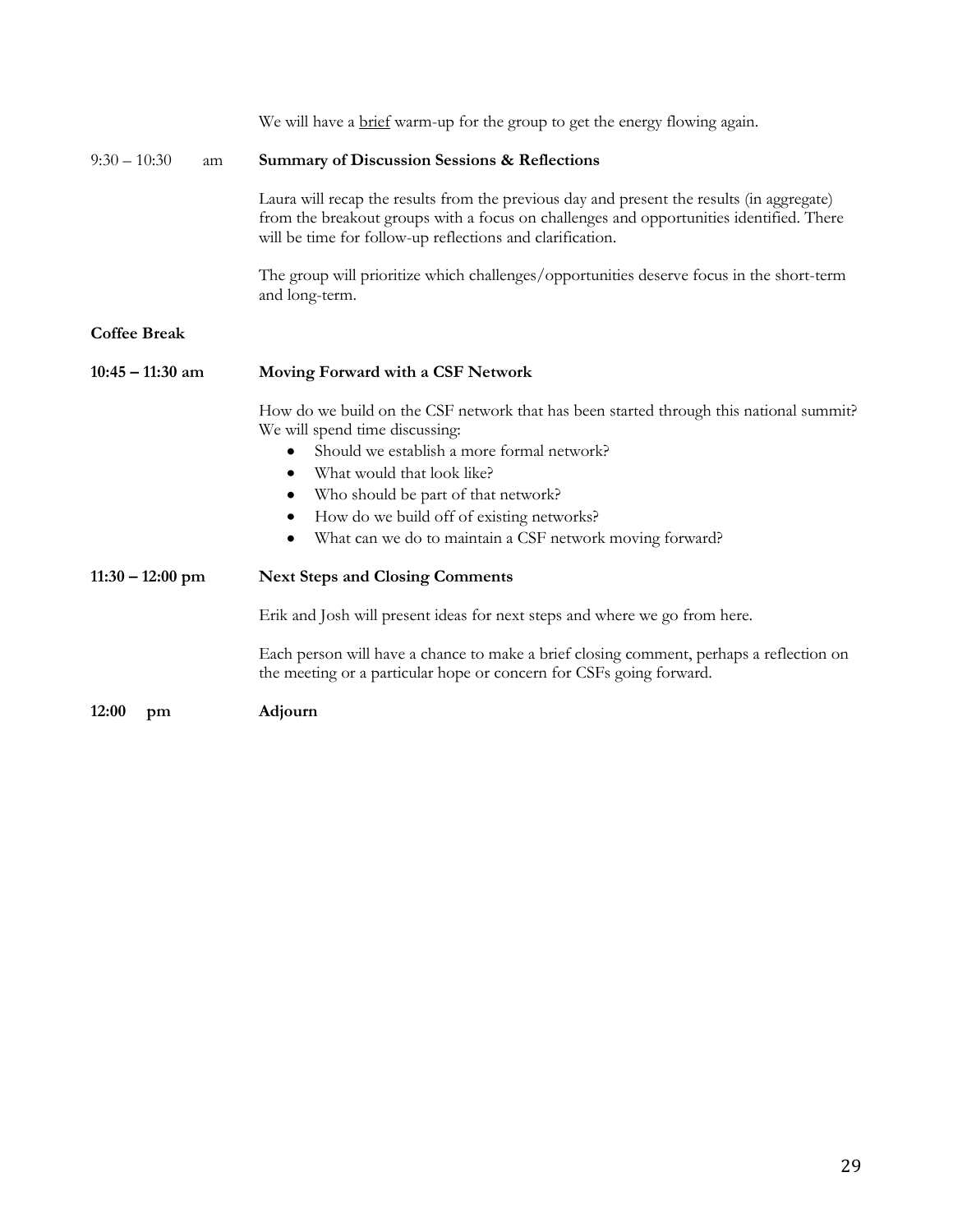We will have a <u>brief</u> warm-up for the group to get the energy flowing again.

9:30 – 10:30 am **Summary of Discussion Sessions & Reflections**

Laura will recap the results from the previous day and present the results (in aggregate) from the breakout groups with a focus on challenges and opportunities identified. There will be time for follow-up reflections and clarification.

The group will prioritize which challenges/opportunities deserve focus in the short-term and long-term.

**Coffee Break**

**10:45 – 11:30 am** **Moving Forward with a CSF Network**

How do we build on the CSF network that has been started through this national summit? We will spend time discussing:

- Should we establish a more formal network?
- What would that look like?
- Who should be part of that network?
- How do we build off of existing networks?
- What can we do to maintain a CSF network moving forward?

**11:30 – 12:00 pm** **Next Steps and Closing Comments**

Erik and Josh will present ideas for next steps and where we go from here.

Each person will have a chance to make a brief closing comment, perhaps a reflection on the meeting or a particular hope or concern for CSFs going forward.

**12:00 pm** **Adjourn**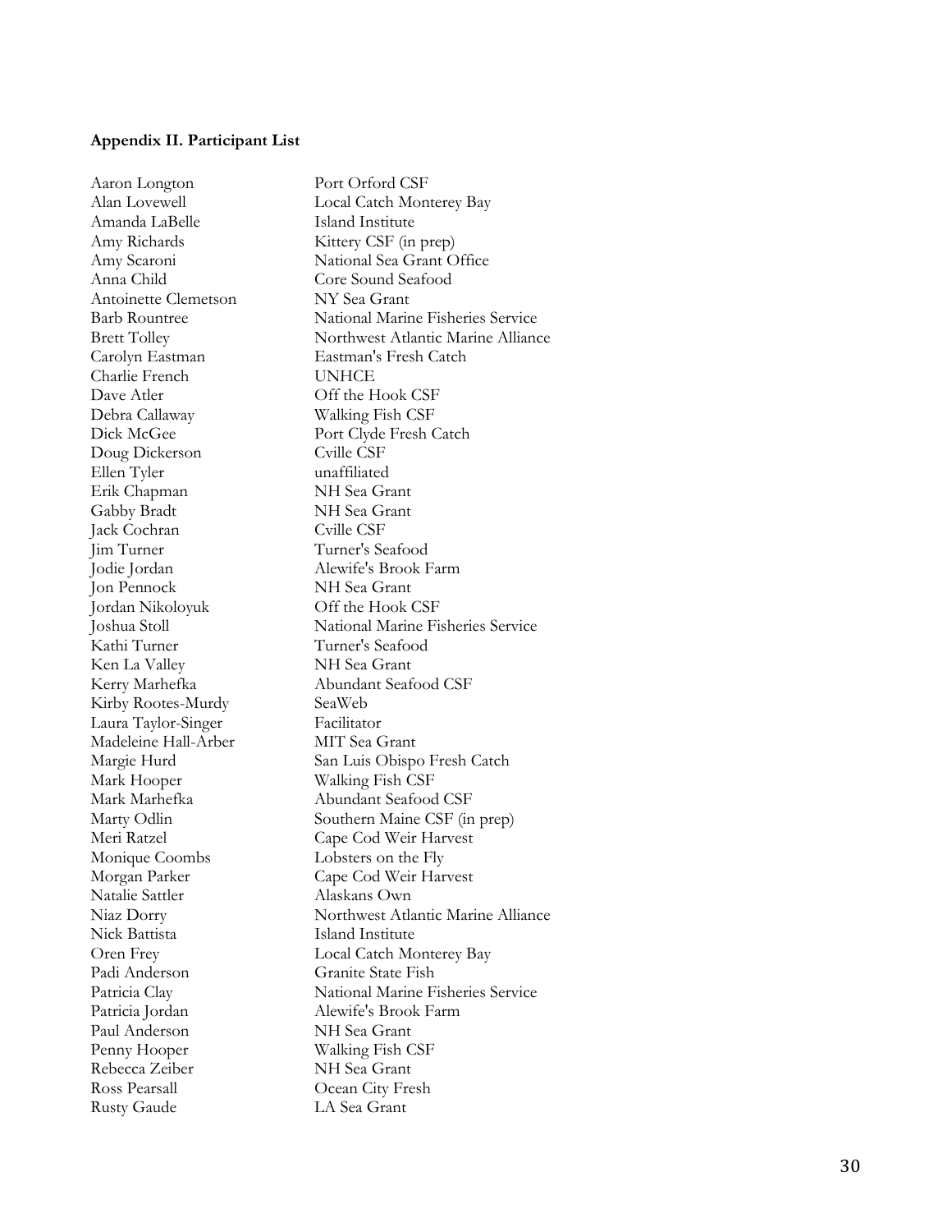**Appendix II. Participant List**

| | |
|---|---|
| Aaron Longton | Port Orford CSF |
| Alan Lovewell | Local Catch Monterey Bay |
| Amanda LaBelle | Island Institute |
| Amy Richards | Kittery CSF (in prep) |
| Amy Scaroni | National Sea Grant Office |
| Anna Child | Core Sound Seafood |
| Antoinette Clemetson | NY Sea Grant |
| Barb Rountree | National Marine Fisheries Service |
| Brett Tolley | Northwest Atlantic Marine Alliance |
| Carolyn Eastman | Eastman's Fresh Catch |
| Charlie French | UNHCE |
| Dave Atler | Off the Hook CSF |
| Debra Callaway | Walking Fish CSF |
| Dick McGee | Port Clyde Fresh Catch |
| Doug Dickerson | Cville CSF |
| Ellen Tyler | unaffiliated |
| Erik Chapman | NH Sea Grant |
| Gabby Bradt | NH Sea Grant |
| Jack Cochran | Cville CSF |
| Jim Turner | Turner's Seafood |
| Jodie Jordan | Alewife's Brook Farm |
| Jon Pennock | NH Sea Grant |
| Jordan Nikoloyuk | Off the Hook CSF |
| Joshua Stoll | National Marine Fisheries Service |
| Kathi Turner | Turner's Seafood |
| Ken La Valley | NH Sea Grant |
| Kerry Marhefka | Abundant Seafood CSF |
| Kirby Rootes-Murdy | SeaWeb |
| Laura Taylor-Singer | Facilitator |
| Madeleine Hall-Arber | MIT Sea Grant |
| Margie Hurd | San Luis Obispo Fresh Catch |
| Mark Hooper | Walking Fish CSF |
| Mark Marhefka | Abundant Seafood CSF |
| Marty Odlin | Southern Maine CSF (in prep) |
| Meri Ratzel | Cape Cod Weir Harvest |
| Monique Coombs | Lobsters on the Fly |
| Morgan Parker | Cape Cod Weir Harvest |
| Natalie Sattler | Alaskans Own |
| Niaz Dorry | Northwest Atlantic Marine Alliance |
| Nick Battista | Island Institute |
| Oren Frey | Local Catch Monterey Bay |
| Padi Anderson | Granite State Fish |
| Patricia Clay | National Marine Fisheries Service |
| Patricia Jordan | Alewife's Brook Farm |
| Paul Anderson | NH Sea Grant |
| Penny Hooper | Walking Fish CSF |
| Rebecca Zeiber | NH Sea Grant |
| Ross Pearsall | Ocean City Fresh |
| Rusty Gaude | LA Sea Grant |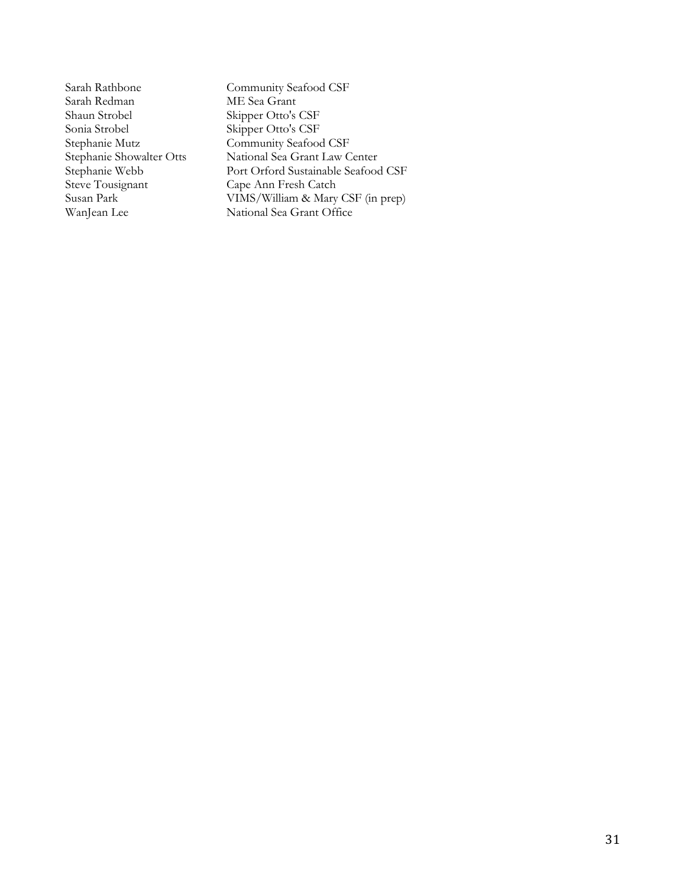| | |
|---|---|
| Sarah Rathbone | Community Seafood CSF |
| Sarah Redman | ME Sea Grant |
| Shaun Strobel | Skipper Otto's CSF |
| Sonia Strobel | Skipper Otto's CSF |
| Stephanie Mutz | Community Seafood CSF |
| Stephanie Showalter Otts | National Sea Grant Law Center |
| Stephanie Webb | Port Orford Sustainable Seafood CSF |
| Steve Tousignant | Cape Ann Fresh Catch |
| Susan Park | VIMS/William & Mary CSF (in prep) |
| WanJean Lee | National Sea Grant Office |